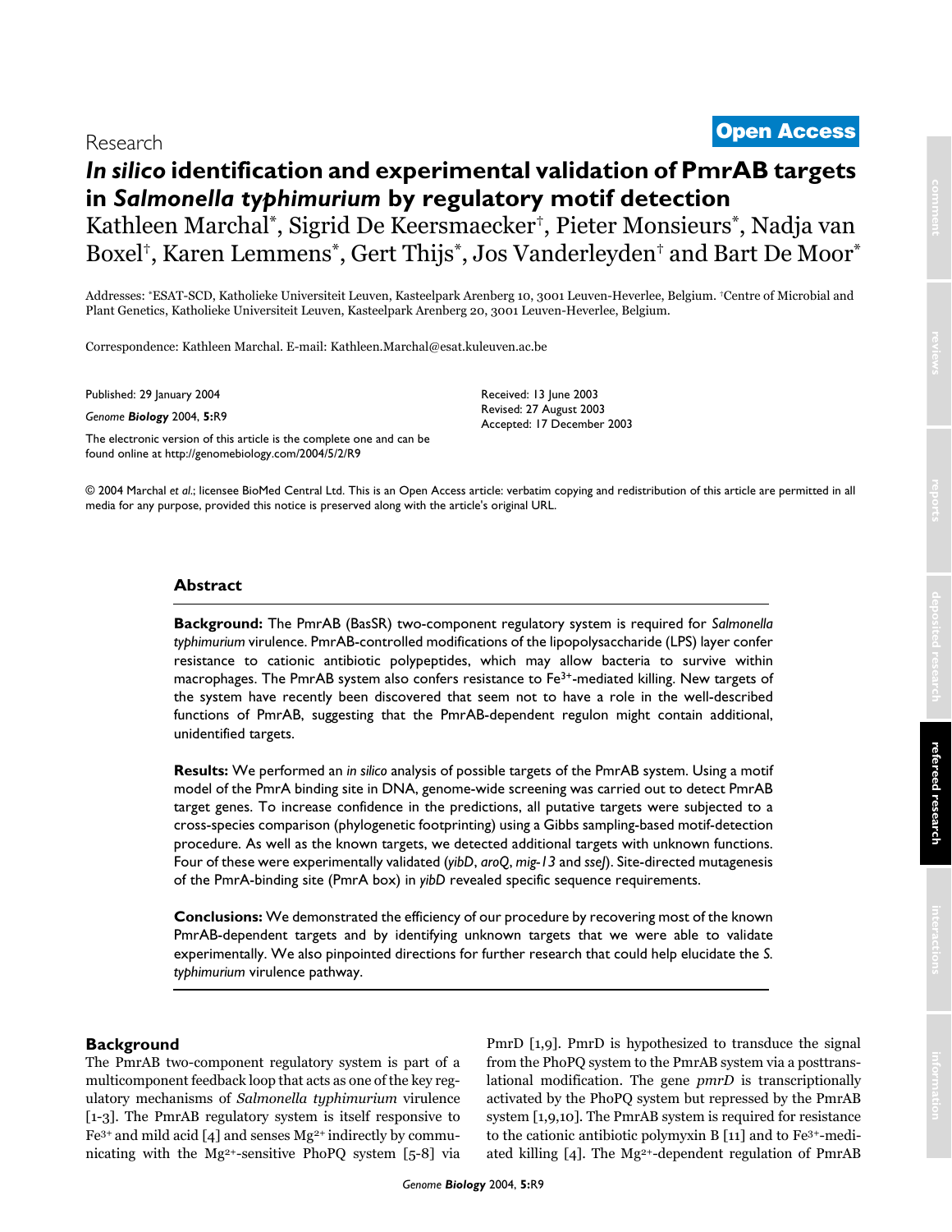Research

**Open Access**

# *In silico* identification and experimental validation of PmrAB targets in *Salmonella typhimurium* by regulatory motif detection

Kathleen Marchal[*], Sigrid De Keersmaecker[†], Pieter Monsieurs[*], Nadja van Boxel[†], Karen Lemmens[*], Gert Thijs[*], Jos Vanderleyden[†] and Bart De Moor[*]

Addresses: [*]ESAT-SCD, Katholieke Universiteit Leuven, Kasteelpark Arenberg 10, 3001 Leuven-Heverlee, Belgium. [†]Centre of Microbial and Plant Genetics, Katholieke Universiteit Leuven, Kasteelpark Arenberg 20, 3001 Leuven-Heverlee, Belgium.

Correspondence: Kathleen Marchal. E-mail: Kathleen.Marchal@esat.kuleuven.ac.be

Published: 29 January 2004

*Genome **Biology*** 2004, **5:**R9

The electronic version of this article is the complete one and can be found online at http://genomebiology.com/2004/5/2/R9

Received: 13 June 2003
Revised: 27 August 2003
Accepted: 17 December 2003

© 2004 Marchal *et al.*; licensee BioMed Central Ltd. This is an Open Access article: verbatim copying and redistribution of this article are permitted in all media for any purpose, provided this notice is preserved along with the article's original URL.

## Abstract

**Background:** The PmrAB (BasSR) two-component regulatory system is required for *Salmonella typhimurium* virulence. PmrAB-controlled modifications of the lipopolysaccharide (LPS) layer confer resistance to cationic antibiotic polypeptides, which may allow bacteria to survive within macrophages. The PmrAB system also confers resistance to $Fe^{3+}$-mediated killing. New targets of the system have recently been discovered that seem not to have a role in the well-described functions of PmrAB, suggesting that the PmrAB-dependent regulon might contain additional, unidentified targets.

**Results:** We performed an *in silico* analysis of possible targets of the PmrAB system. Using a motif model of the PmrA binding site in DNA, genome-wide screening was carried out to detect PmrAB target genes. To increase confidence in the predictions, all putative targets were subjected to a cross-species comparison (phylogenetic footprinting) using a Gibbs sampling-based motif-detection procedure. As well as the known targets, we detected additional targets with unknown functions. Four of these were experimentally validated (*yibD*, *aroQ*, *mig-13* and *sseJ*). Site-directed mutagenesis of the PmrA-binding site (PmrA box) in *yibD* revealed specific sequence requirements.

**Conclusions:** We demonstrated the efficiency of our procedure by recovering most of the known PmrAB-dependent targets and by identifying unknown targets that we were able to validate experimentally. We also pinpointed directions for further research that could help elucidate the *S. typhimurium* virulence pathway.

## Background

The PmrAB two-component regulatory system is part of a multicomponent feedback loop that acts as one of the key regulatory mechanisms of *Salmonella typhimurium* virulence [1-3]. The PmrAB regulatory system is itself responsive to $Fe^{3+}$ and mild acid [4] and senses $Mg^{2+}$ indirectly by communicating with the $Mg^{2+}$-sensitive PhoPQ system [5-8] via PmrD [1,9]. PmrD is hypothesized to transduce the signal from the PhoPQ system to the PmrAB system via a posttranslational modification. The gene *pmrD* is transcriptionally activated by the PhoPQ system but repressed by the PmrAB system [1,9,10]. The PmrAB system is required for resistance to the cationic antibiotic polymyxin B [11] and to $Fe^{3+}$-mediated killing [4]. The $Mg^{2+}$-dependent regulation of PmrAB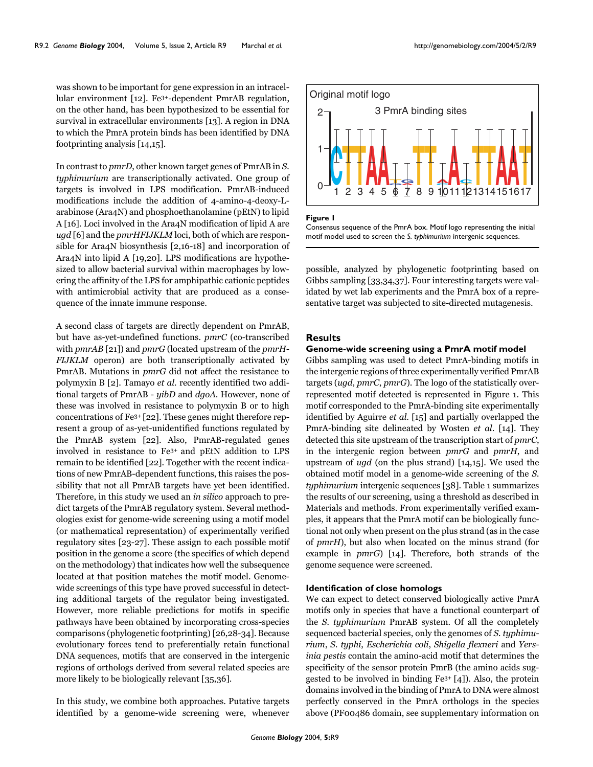was shown to be important for gene expression in an intracellular environment [12]. $Fe^{3+}$-dependent PmrAB regulation, on the other hand, has been hypothesized to be essential for survival in extracellular environments [13]. A region in DNA to which the PmrA protein binds has been identified by DNA footprinting analysis [14,15].

In contrast to *pmrD*, other known target genes of PmrAB in *S. typhimurium* are transcriptionally activated. One group of targets is involved in LPS modification. PmrAB-induced modifications include the addition of 4-amino-4-deoxy-L-arabinose (Ara4N) and phosphoethanolamine (pEtN) to lipid A [16]. Loci involved in the Ara4N modification of lipid A are *ugd* [6] and the *pmrHFIJKLM* loci, both of which are responsible for Ara4N biosynthesis [2,16-18] and incorporation of Ara4N into lipid A [19,20]. LPS modifications are hypothesized to allow bacterial survival within macrophages by lowering the affinity of the LPS for amphipathic cationic peptides with antimicrobial activity that are produced as a consequence of the innate immune response.

A second class of targets are directly dependent on PmrAB, but have as-yet-undefined functions. *pmrC* (co-transcribed with *pmrAB* [21]) and *pmrG* (located upstream of the *pmrHFIJKLM* operon) are both transcriptionally activated by PmrAB. Mutations in *pmrG* did not affect the resistance to polymyxin B [2]. Tamayo *et al.* recently identified two additional targets of PmrAB - *yibD* and *dgoA*. However, none of these was involved in resistance to polymyxin B or to high concentrations of $Fe^{3+}$ [22]. These genes might therefore represent a group of as-yet-unidentified functions regulated by the PmrAB system [22]. Also, PmrAB-regulated genes involved in resistance to $Fe^{3+}$ and pEtN addition to LPS remain to be identified [22]. Together with the recent indications of new PmrAB-dependent functions, this raises the possibility that not all PmrAB targets have yet been identified. Therefore, in this study we used an *in silico* approach to predict targets of the PmrAB regulatory system. Several methodologies exist for genome-wide screening using a motif model (or mathematical representation) of experimentally verified regulatory sites [23-27]. These assign to each possible motif position in the genome a score (the specifics of which depend on the methodology) that indicates how well the subsequence located at that position matches the motif model. Genome-wide screenings of this type have proved successful in detecting additional targets of the regulator being investigated. However, more reliable predictions for motifs in specific pathways have been obtained by incorporating cross-species comparisons (phylogenetic footprinting) [26,28-34]. Because evolutionary forces tend to preferentially retain functional DNA sequences, motifs that are conserved in the intergenic regions of orthologs derived from several related species are more likely to be biologically relevant [35,36].

In this study, we combine both approaches. Putative targets identified by a genome-wide screening were, whenever possible, analyzed by phylogenetic footprinting based on Gibbs sampling [33,34,37]. Four interesting targets were validated by wet lab experiments and the PmrA box of a representative target was subjected to site-directed mutagenesis.

**Figure 1**
Consensus sequence of the PmrA box. Motif logo representing the initial motif model used to screen the *S. typhimurium* intergenic sequences.

## Results

### Genome-wide screening using a PmrA motif model

Gibbs sampling was used to detect PmrA-binding motifs in the intergenic regions of three experimentally verified PmrAB targets (*ugd*, *pmrC*, *pmrG*). The logo of the statistically overrepresented motif detected is represented in Figure 1. This motif corresponded to the PmrA-binding site experimentally identified by Aguirre *et al.* [15] and partially overlapped the PmrA-binding site delineated by Wosten *et al.* [14]. They detected this site upstream of the transcription start of *pmrC*, in the intergenic region between *pmrG* and *pmrH*, and upstream of *ugd* (on the plus strand) [14,15]. We used the obtained motif model in a genome-wide screening of the *S. typhimurium* intergenic sequences [38]. Table 1 summarizes the results of our screening, using a threshold as described in Materials and methods. From experimentally verified examples, it appears that the PmrA motif can be biologically functional not only when present on the plus strand (as in the case of *pmrH*), but also when located on the minus strand (for example in *pmrG*) [14]. Therefore, both strands of the genome sequence were screened.

### Identification of close homologs

We can expect to detect conserved biologically active PmrA motifs only in species that have a functional counterpart of the *S. typhimurium* PmrAB system. Of all the completely sequenced bacterial species, only the genomes of *S. typhimurium*, *S. typhi*, *Escherichia coli*, *Shigella flexneri* and *Yersinia pestis* contain the amino-acid motif that determines the specificity of the sensor protein PmrB (the amino acids suggested to be involved in binding $Fe^{3+}$ [4]). Also, the protein domains involved in the binding of PmrA to DNA were almost perfectly conserved in the PmrA orthologs in the species above (PF00486 domain, see supplementary information on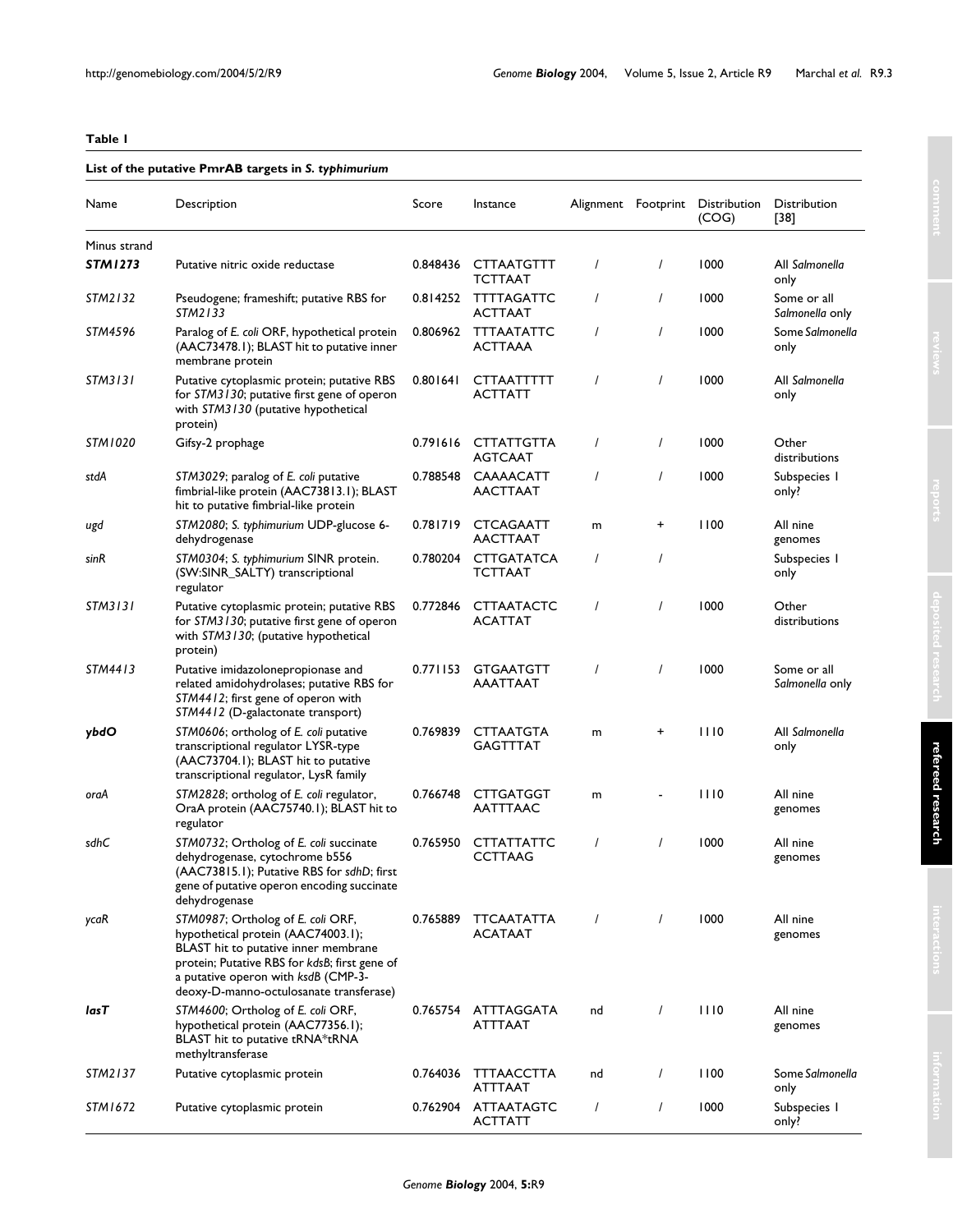**Table 1**

**List of the putative PmrAB targets in *S. typhimurium***

| Name | Description | Score | Instance | Alignment | Footprint | Distribution (COG) | Distribution [38] |
|---|---|---|---|---|---|---|---|
| Minus strand | | | | | | | |
| ***STM1273*** | Putative nitric oxide reductase | 0.848436 | CTTAATGTTT TCTTAAT | / | / | 1000 | All *Salmonella* only |
| *STM2132* | Pseudogene; frameshift; putative RBS for *STM2133* | 0.814252 | TTTTAGATTC ACTTAAT | / | / | 1000 | Some or all *Salmonella* only |
| *STM4596* | Paralog of *E. coli* ORF, hypothetical protein (AAC73478.1); BLAST hit to putative inner membrane protein | 0.806962 | TTTAATATTC ACTTAAA | / | / | 1000 | Some *Salmonella* only |
| *STM3131* | Putative cytoplasmic protein; putative RBS for *STM3130*; putative first gene of operon with *STM3130* (putative hypothetical protein) | 0.801641 | CTTAATTTTT ACTTATT | / | / | 1000 | All *Salmonella* only |
| *STM1020* | Gifsy-2 prophage | 0.791616 | CTTATTGTTA AGTCAAT | / | / | 1000 | Other distributions |
| *stdA* | *STM3029*; paralog of *E. coli* putative fimbrial-like protein (AAC73813.1); BLAST hit to putative fimbrial-like protein | 0.788548 | CAAAACATT AACTTAAT | / | / | 1000 | Subspecies I only? |
| *ugd* | *STM2080*; *S. typhimurium* UDP-glucose 6-dehydrogenase | 0.781719 | CTCAGAATT AACTTAAT | m | + | 1100 | All nine genomes |
| *sinR* | *STM0304*; *S. typhimurium* SINR protein. (SW:SINR_SALTY) transcriptional regulator | 0.780204 | CTTGATATCA TCTTAAT | / | / | | Subspecies I only |
| *STM3131* | Putative cytoplasmic protein; putative RBS for *STM3130*; putative first gene of operon with *STM3130*; (putative hypothetical protein) | 0.772846 | CTTAATACTC ACATTAT | / | / | 1000 | Other distributions |
| *STM4413* | Putative imidazolonepropionase and related amidohydrolases; putative RBS for *STM4412*; first gene of operon with *STM4412* (D-galactonate transport) | 0.771153 | GTGAATGTT AAATTAAT | / | / | 1000 | Some or all *Salmonella* only |
| ***ybdO*** | *STM0606*; ortholog of *E. coli* putative transcriptional regulator LYSR-type (AAC73704.1); BLAST hit to putative transcriptional regulator, LysR family | 0.769839 | CTTAATGTA GAGTTTAT | m | + | 1110 | All *Salmonella* only |
| *oraA* | *STM2828*; ortholog of *E. coli* regulator, OraA protein (AAC75740.1); BLAST hit to regulator | 0.766748 | CTTGATGGT AATTTAAC | m | - | 1110 | All nine genomes |
| *sdhC* | *STM0732*; Ortholog of *E. coli* succinate dehydrogenase, cytochrome b556 (AAC73815.1); Putative RBS for *sdhD*; first gene of putative operon encoding succinate dehydrogenase | 0.765950 | CTTATTATTC CCTTAAG | / | / | 1000 | All nine genomes |
| *ycaR* | *STM0987*; Ortholog of *E. coli* ORF, hypothetical protein (AAC74003.1); BLAST hit to putative inner membrane protein; Putative RBS for *kdsB*; first gene of a putative operon with *ksdB* (CMP-3-deoxy-D-manno-octulosanate transferase) | 0.765889 | TTCAATATTA ACATAAT | / | / | 1000 | All nine genomes |
| ***lasT*** | *STM4600*; Ortholog of *E. coli* ORF, hypothetical protein (AAC77356.1); BLAST hit to putative tRNA*tRNA methyltransferase | 0.765754 | ATTTAGGATA ATTTAAT | nd | / | 1110 | All nine genomes |
| *STM2137* | Putative cytoplasmic protein | 0.764036 | TTTAACCTTA ATTTAAT | nd | / | 1100 | Some *Salmonella* only |
| *STM1672* | Putative cytoplasmic protein | 0.762904 | ATTAATAGTC ACTTATT | / | / | 1000 | Subspecies I only? |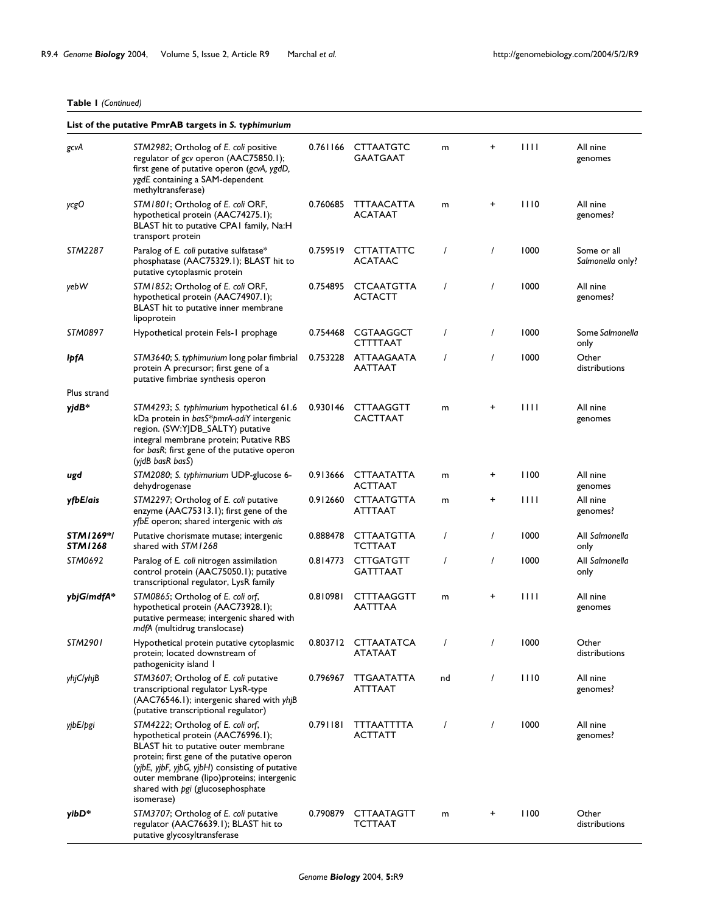**Table 1** *(Continued)*

**List of the putative PmrAB targets in *S. typhimurium***

| | | | | | | | |
|---|---|---|---|---|---|---|---|
| *gcvA* | *STM2982*; Ortholog of *E. coli* positive regulator of *gcv* operon (AAC75850.1); first gene of putative operon (*gcvA, ygdD, ygdE* containing a SAM-dependent methyltransferase) | 0.761166 | CTTAATGTC GAATGAAT | m | + | 1111 | All nine genomes |
| *ycgO* | *STM1801*; Ortholog of *E. coli* ORF, hypothetical protein (AAC74275.1); BLAST hit to putative CPA1 family, Na:H transport protein | 0.760685 | TTTAACATTA ACATAAT | m | + | 1110 | All nine genomes? |
| *STM2287* | Paralog of *E. coli* putative sulfatase* phosphatase (AAC75329.1); BLAST hit to putative cytoplasmic protein | 0.759519 | CTTATTATTC ACATAAC | / | / | 1000 | Some or all *Salmonella* only? |
| *yebW* | *STM1852*; Ortholog of *E. coli* ORF, hypothetical protein (AAC74907.1); BLAST hit to putative inner membrane lipoprotein | 0.754895 | CTCAATGTTA ACTACTT | / | / | 1000 | All nine genomes? |
| *STM0897* | Hypothetical protein Fels-1 prophage | 0.754468 | CGTAAGGCT CTTTTAAT | / | / | 1000 | Some *Salmonella* only |
| ***lpfA*** | *STM3640*; *S. typhimurium* long polar fimbrial protein A precursor; first gene of a putative fimbriae synthesis operon | 0.753228 | ATTAAGAATA AATTAAT | / | / | 1000 | Other distributions |
| Plus strand | | | | | | | |
| ***yjdB**** | *STM4293*; *S. typhimurium* hypothetical 61.6 kDa protein in *basS*\*pmrA-adiY* intergenic region. (SW:YJDB_SALTY) putative integral membrane protein; Putative RBS for *basR*; first gene of the putative operon (*yjdB basR basS*) | 0.930146 | CTTAAGGTT CACTTAAT | m | + | 1111 | All nine genomes |
| ***ugd*** | *STM2080*; *S. typhimurium* UDP-glucose 6-dehydrogenase | 0.913666 | CTTAATATTA ACTTAAT | m | + | 1100 | All nine genomes |
| ***yfbE/ais*** | *STM2297*; Ortholog of *E. coli* putative enzyme (AAC75313.1); first gene of the *yfbE* operon; shared intergenic with *ais* | 0.912660 | CTTAATGTTA ATTTAAT | m | + | 1111 | All nine genomes? |
| ***STM1269*/ STM1268*** | Putative chorismate mutase; intergenic shared with *STM1268* | 0.888478 | CTTAATGTTA TCTTAAT | / | / | 1000 | All *Salmonella* only |
| *STM0692* | Paralog of *E. coli* nitrogen assimilation control protein (AAC75050.1); putative transcriptional regulator, LysR family | 0.814773 | CTTGATGTT GATTTAAT | / | / | 1000 | All *Salmonella* only |
| ***ybjG/mdfA**** | *STM0865*; Ortholog of *E. coli orf*, hypothetical protein (AAC73928.1); putative permease; intergenic shared with *mdfA* (multidrug translocase) | 0.810981 | CTTTAAGGTT AATTTAA | m | + | 1111 | All nine genomes |
| *STM2901* | Hypothetical protein putative cytoplasmic protein; located downstream of pathogenicity island 1 | 0.803712 | CTTAATATCA ATATAAT | / | / | 1000 | Other distributions |
| *yhjC/yhjB* | *STM3607*; Ortholog of *E. coli* putative transcriptional regulator LysR-type (AAC76546.1); intergenic shared with *yhjB* (putative transcriptional regulator) | 0.796967 | TTGAATATTA ATTTAAT | nd | / | 1110 | All nine genomes? |
| *yjbE/pgi* | *STM4222*; Ortholog of *E. coli orf*, hypothetical protein (AAC76996.1); BLAST hit to putative outer membrane protein; first gene of the putative operon (*yjbE, yjbF, yjbG, yjbH*) consisting of putative outer membrane (lipo)proteins; intergenic shared with *pgi* (glucosephosphate isomerase) | 0.791181 | TTTAATTTTA ACTTATT | / | / | 1000 | All nine genomes? |
| ***yibD**** | *STM3707*; Ortholog of *E. coli* putative regulator (AAC76639.1); BLAST hit to putative glycosyltransferase | 0.790879 | CTTAATAGTT TCTTAAT | m | + | 1100 | Other distributions |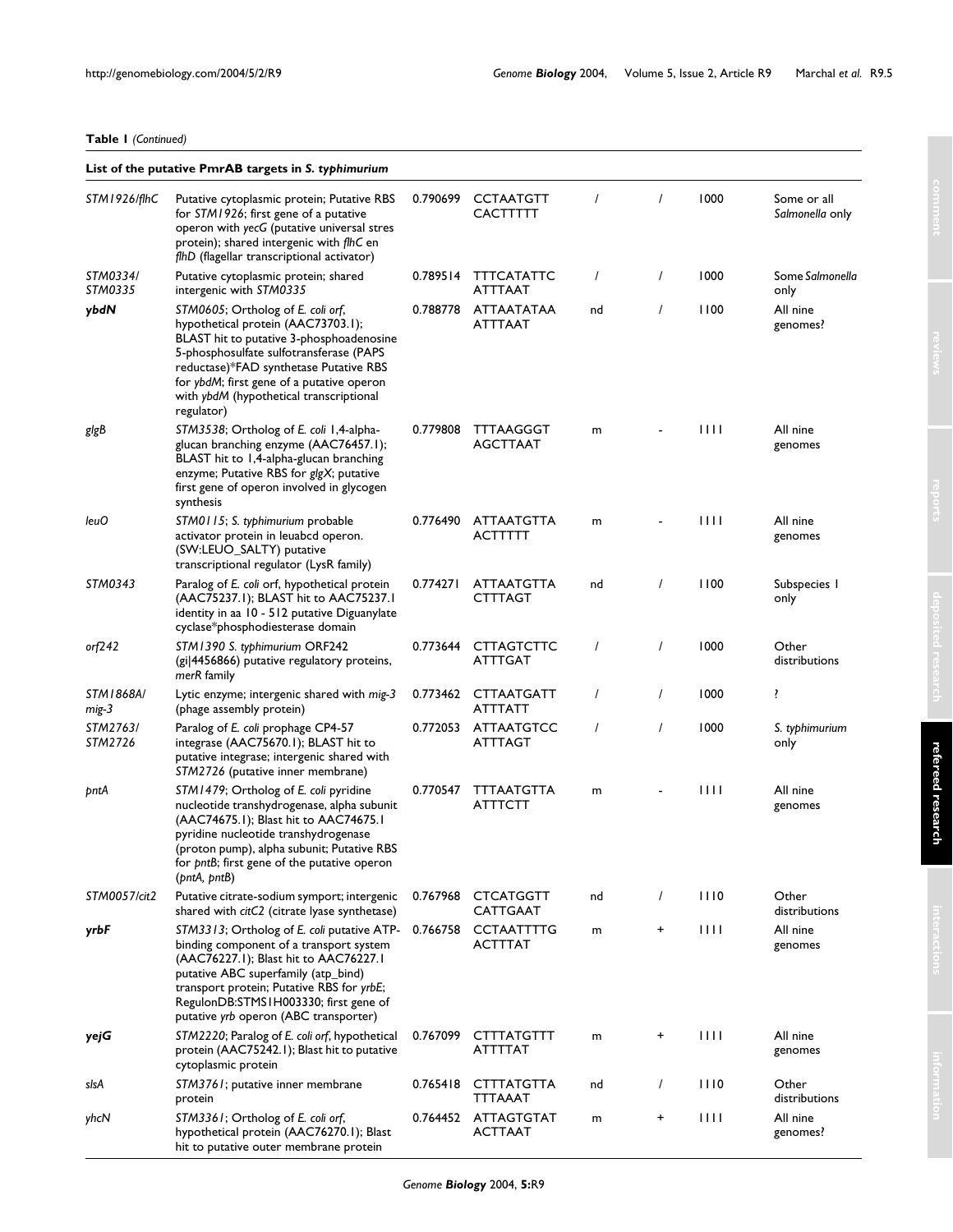**Table 1** *(Continued)*

**List of the putative PmrAB targets in *S. typhimurium***

| | | | | | | | |
|---|---|---|---|---|---|---|---|
| *STM1926/flhC* | Putative cytoplasmic protein; Putative RBS for *STM1926*; first gene of a putative operon with *yecG* (putative universal stres protein); shared intergenic with *flhC* en *flhD* (flagellar transcriptional activator) | 0.790699 | CCTAATGTT CACTTTTT | / | / | 1000 | Some or all *Salmonella* only |
| *STM0334/ STM0335* | Putative cytoplasmic protein; shared intergenic with *STM0335* | 0.789514 | TTTCATATTC ATTTAAT | / | / | 1000 | Some *Salmonella* only |
| ***ybdN*** | *STM0605*; Ortholog of *E. coli orf*, hypothetical protein (AAC73703.1); BLAST hit to putative 3-phosphoadenosine 5-phosphosulfate sulfotransferase (PAPS reductase)*FAD synthetase Putative RBS for *ybdM*; first gene of a putative operon with *ybdM* (hypothetical transcriptional regulator) | 0.788778 | ATTAATATAA ATTTAAT | nd | / | 1100 | All nine genomes? |
| *glgB* | *STM3538*; Ortholog of *E. coli* 1,4-alpha-glucan branching enzyme (AAC76457.1); BLAST hit to 1,4-alpha-glucan branching enzyme; Putative RBS for *glgX*; putative first gene of operon involved in glycogen synthesis | 0.779808 | TTTAAGGGT AGCTTAAT | m | - | 1111 | All nine genomes |
| *leuO* | *STM0115*; *S. typhimurium* probable activator protein in leuabcd operon. (SW:LEUO_SALTY) putative transcriptional regulator (LysR family) | 0.776490 | ATTAATGTTA ACTTTTT | m | - | 1111 | All nine genomes |
| *STM0343* | Paralog of *E. coli* orf, hypothetical protein (AAC75237.1); BLAST hit to AAC75237.1 identity in aa 10 - 512 putative Diguanylate cyclase*phosphodiesterase domain | 0.774271 | ATTAATGTTA CTTTAGT | nd | / | 1100 | Subspecies I only |
| *orf242* | *STM1390 S. typhimurium* ORF242 (gi\|4456866) putative regulatory proteins, *merR* family | 0.773644 | CTTAGTCTTC ATTTGAT | / | / | 1000 | Other distributions |
| *STM1868A/ mig-3* | Lytic enzyme; intergenic shared with *mig-3* (phage assembly protein) | 0.773462 | CTTAATGATT ATTTATT | / | / | 1000 | ? |
| *STM2763/ STM2726* | Paralog of *E. coli* prophage CP4-57 integrase (AAC75670.1); BLAST hit to putative integrase; intergenic shared with *STM2726* (putative inner membrane) | 0.772053 | ATTAATGTCC ATTTAGT | / | / | 1000 | *S. typhimurium* only |
| *pntA* | *STM1479*; Ortholog of *E. coli* pyridine nucleotide transhydrogenase, alpha subunit (AAC74675.1); Blast hit to AAC74675.1 pyridine nucleotide transhydrogenase (proton pump), alpha subunit; Putative RBS for *pntB*; first gene of the putative operon (*pntA*, *pntB*) | 0.770547 | TTTAATGTTA ATTTCTT | m | - | 1111 | All nine genomes |
| *STM0057/cit2* | Putative citrate-sodium symport; intergenic shared with *citC2* (citrate lyase synthetase) | 0.767968 | CTCATGGTT CATTGAAT | nd | / | 1110 | Other distributions |
| ***yrbF*** | *STM3313*; Ortholog of *E. coli* putative ATP-binding component of a transport system (AAC76227.1); Blast hit to AAC76227.1 putative ABC superfamily (atp_bind) transport protein; Putative RBS for *yrbE*; RegulonDB:STMS1H003330; first gene of putative *yrb* operon (ABC transporter) | 0.766758 | CCTAATTTTG ACTTTAT | m | + | 1111 | All nine genomes |
| ***yejG*** | *STM2220*; Paralog of *E. coli orf*, hypothetical protein (AAC75242.1); Blast hit to putative cytoplasmic protein | 0.767099 | CTTTATGTTT ATTTTAT | m | + | 1111 | All nine genomes |
| *slsA* | *STM3761*; putative inner membrane protein | 0.765418 | CTTTATGTTA TTTAAAT | nd | / | 1110 | Other distributions |
| *yhcN* | *STM3361*; Ortholog of *E. coli orf*, hypothetical protein (AAC76270.1); Blast hit to putative outer membrane protein | 0.764452 | ATTAGTGTAT ACTTAAT | m | + | 1111 | All nine genomes? |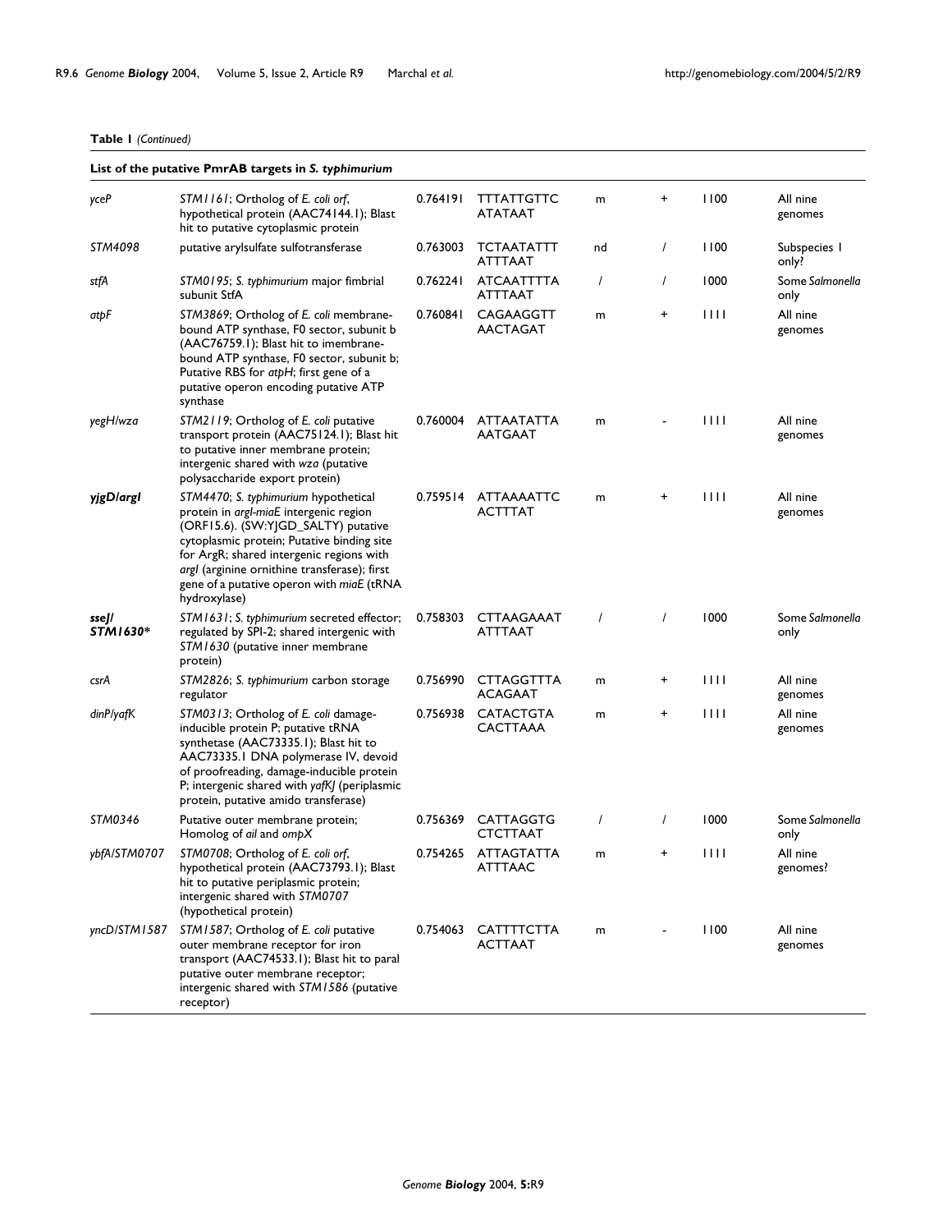**Table 1** *(Continued)*

**List of the putative PmrAB targets in *S. typhimurium***

| | | | | | | | |
|---|---|---|---|---|---|---|---|
| *yceP* | *STM1161*; Ortholog of *E. coli orf*, hypothetical protein (AAC74144.1); Blast hit to putative cytoplasmic protein | 0.764191 | TTTATTGTTC ATATAAT | m | + | 1100 | All nine genomes |
| *STM4098* | putative arylsulfate sulfotransferase | 0.763003 | TCTAATATTT ATTTAAT | nd | / | 1100 | Subspecies 1 only? |
| *stfA* | *STM0195*; *S. typhimurium* major fimbrial subunit StfA | 0.762241 | ATCAATTTTA ATTTAAT | / | / | 1000 | Some *Salmonella* only |
| *atpF* | *STM3869*; Ortholog of *E. coli* membrane-bound ATP synthase, F0 sector, subunit b (AAC76759.1); Blast hit to imembrane-bound ATP synthase, F0 sector, subunit b; Putative RBS for *atpH*; first gene of a putative operon encoding putative ATP synthase | 0.760841 | CAGAAGGTT AACTAGAT | m | + | 1111 | All nine genomes |
| *yegH/wza* | *STM2119*; Ortholog of *E. coli* putative transport protein (AAC75124.1); Blast hit to putative inner membrane protein; intergenic shared with *wza* (putative polysaccharide export protein) | 0.760004 | ATTAATATTA AATGAAT | m | - | 1111 | All nine genomes |
| ***yjgD/argI*** | *STM4470*; *S. typhimurium* hypothetical protein in *argI-miaE* intergenic region (ORF15.6). (SW:YJGD_SALTY) putative cytoplasmic protein; Putative binding site for ArgR; shared intergenic regions with *argI* (arginine ornithine transferase); first gene of a putative operon with *miaE* (tRNA hydroxylase) | 0.759514 | ATTAAAATTC ACTTTAT | m | + | 1111 | All nine genomes |
| ***sseJ/ STM1630**** | *STM1631*; *S. typhimurium* secreted effector; regulated by SPI-2; shared intergenic with *STM1630* (putative inner membrane protein) | 0.758303 | CTTAAGAAAT ATTTAAT | / | / | 1000 | Some *Salmonella* only |
| *csrA* | *STM2826*; *S. typhimurium* carbon storage regulator | 0.756990 | CTTAGGTTTA ACAGAAT | m | + | 1111 | All nine genomes |
| *dinP/yafK* | *STM0313*; Ortholog of *E. coli* damage-inducible protein P; putative tRNA synthetase (AAC73335.1); Blast hit to AAC73335.1 DNA polymerase IV, devoid of proofreading, damage-inducible protein P; intergenic shared with *yafKJ* (periplasmic protein, putative amido transferase) | 0.756938 | CATACTGTA CACTTAAA | m | + | 1111 | All nine genomes |
| *STM0346* | Putative outer membrane protein; Homolog of *ail* and *ompX* | 0.756369 | CATTAGGTG CTCTTAAT | / | / | 1000 | Some *Salmonella* only |
| *ybfA/STM0707* | *STM0708*; Ortholog of *E. coli orf*, hypothetical protein (AAC73793.1); Blast hit to putative periplasmic protein; intergenic shared with *STM0707* (hypothetical protein) | 0.754265 | ATTAGTATTA ATTTAAC | m | + | 1111 | All nine genomes? |
| *yncD/STM1587* | *STM1587*; Ortholog of *E. coli* putative outer membrane receptor for iron transport (AAC74533.1); Blast hit to paral putative outer membrane receptor; intergenic shared with *STM1586* (putative receptor) | 0.754063 | CATTTTCTTA ACTTAAT | m | - | 1100 | All nine genomes |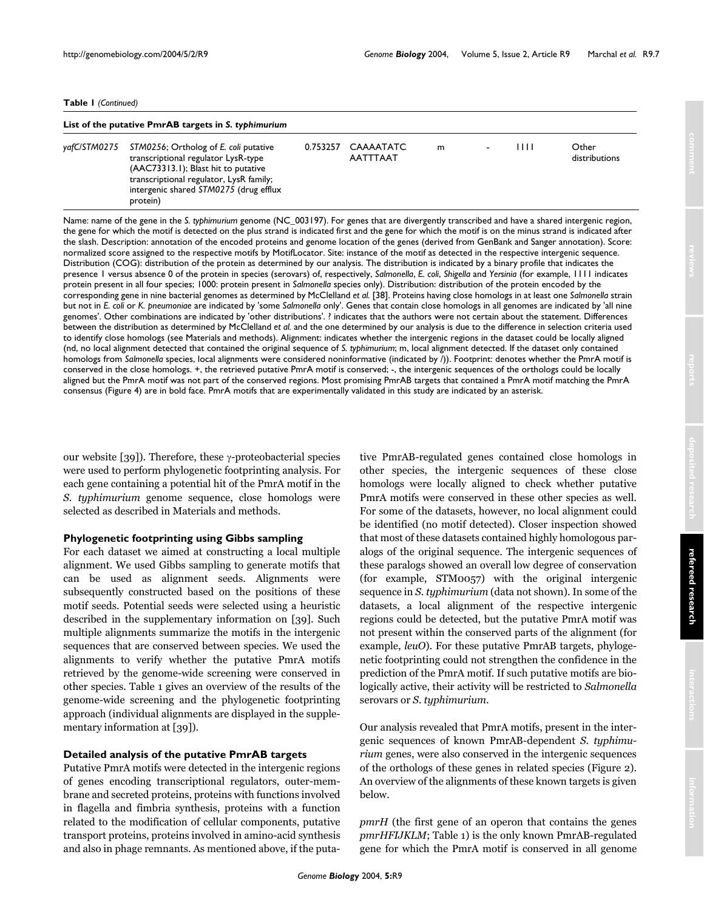**Table 1** *(Continued)*

**List of the putative PmrAB targets in *S. typhimurium***

| Name | Description | Score | Site | Alignment | Footprint | Distribution (COG) | Distribution |
|---|---|---|---|---|---|---|---|
| *yafC/STM0275* | *STM0256*; Ortholog of *E. coli* putative transcriptional regulator LysR-type (AAC73313.1); Blast hit to putative transcriptional regulator, LysR family; intergenic shared *STM0275* (drug efflux protein) | 0.753257 | CAAAATATC AATTTAAT | m | - | 1111 | Other distributions |

Name: name of the gene in the *S. typhimurium* genome (NC_003197). For genes that are divergently transcribed and have a shared intergenic region, the gene for which the motif is detected on the plus strand is indicated first and the gene for which the motif is on the minus strand is indicated after the slash. Description: annotation of the encoded proteins and genome location of the genes (derived from GenBank and Sanger annotation). Score: normalized score assigned to the respective motifs by MotifLocator. Site: instance of the motif as detected in the respective intergenic sequence. Distribution (COG): distribution of the protein as determined by our analysis. The distribution is indicated by a binary profile that indicates the presence 1 versus absence 0 of the protein in species (serovars) of, respectively, *Salmonella*, *E. coli*, *Shigella* and *Yersinia* (for example, 1111 indicates protein present in all four species; 1000: protein present in *Salmonella* species only). Distribution: distribution of the protein encoded by the corresponding gene in nine bacterial genomes as determined by McClelland *et al.* [38]. Proteins having close homologs in at least one *Salmonella* strain but not in *E. coli* or *K. pneumoniae* are indicated by 'some *Salmonella* only'. Genes that contain close homologs in all genomes are indicated by 'all nine genomes'. Other combinations are indicated by 'other distributions'. ? indicates that the authors were not certain about the statement. Differences between the distribution as determined by McClelland *et al.* and the one determined by our analysis is due to the difference in selection criteria used to identify close homologs (see Materials and methods). Alignment: indicates whether the intergenic regions in the dataset could be locally aligned (nd, no local alignment detected that contained the original sequence of *S. typhimurium*; m, local alignment detected. If the dataset only contained homologs from *Salmonella* species, local alignments were considered noninformative (indicated by /)). Footprint: denotes whether the PmrA motif is conserved in the close homologs. +, the retrieved putative PmrA motif is conserved; -, the intergenic sequences of the orthologs could be locally aligned but the PmrA motif was not part of the conserved regions. Most promising PmrAB targets that contained a PmrA motif matching the PmrA consensus (Figure 4) are in bold face. PmrA motifs that are experimentally validated in this study are indicated by an asterisk.

our website [39]). Therefore, these γ-proteobacterial species were used to perform phylogenetic footprinting analysis. For each gene containing a potential hit of the PmrA motif in the *S. typhimurium* genome sequence, close homologs were selected as described in Materials and methods.

### Phylogenetic footprinting using Gibbs sampling

For each dataset we aimed at constructing a local multiple alignment. We used Gibbs sampling to generate motifs that can be used as alignment seeds. Alignments were subsequently constructed based on the positions of these motif seeds. Potential seeds were selected using a heuristic described in the supplementary information on [39]. Such multiple alignments summarize the motifs in the intergenic sequences that are conserved between species. We used the alignments to verify whether the putative PmrA motifs retrieved by the genome-wide screening were conserved in other species. Table 1 gives an overview of the results of the genome-wide screening and the phylogenetic footprinting approach (individual alignments are displayed in the supplementary information at [39]).

### Detailed analysis of the putative PmrAB targets

Putative PmrA motifs were detected in the intergenic regions of genes encoding transcriptional regulators, outer-membrane and secreted proteins, proteins with functions involved in flagella and fimbria synthesis, proteins with a function related to the modification of cellular components, putative transport proteins, proteins involved in amino-acid synthesis and also in phage remnants. As mentioned above, if the putative PmrAB-regulated genes contained close homologs in other species, the intergenic sequences of these close homologs were locally aligned to check whether putative PmrA motifs were conserved in these other species as well. For some of the datasets, however, no local alignment could be identified (no motif detected). Closer inspection showed that most of these datasets contained highly homologous paralogs of the original sequence. The intergenic sequences of these paralogs showed an overall low degree of conservation (for example, STM0057) with the original intergenic sequence in *S. typhimurium* (data not shown). In some of the datasets, a local alignment of the respective intergenic regions could be detected, but the putative PmrA motif was not present within the conserved parts of the alignment (for example, *leuO*). For these putative PmrAB targets, phylogenetic footprinting could not strengthen the confidence in the prediction of the PmrA motif. If such putative motifs are biologically active, their activity will be restricted to *Salmonella* serovars or *S. typhimurium*.

Our analysis revealed that PmrA motifs, present in the intergenic sequences of known PmrAB-dependent *S. typhimurium* genes, were also conserved in the intergenic sequences of the orthologs of these genes in related species (Figure 2). An overview of the alignments of these known targets is given below.

*pmrH* (the first gene of an operon that contains the genes *pmrHFIJKLM*; Table 1) is the only known PmrAB-regulated gene for which the PmrA motif is conserved in all genome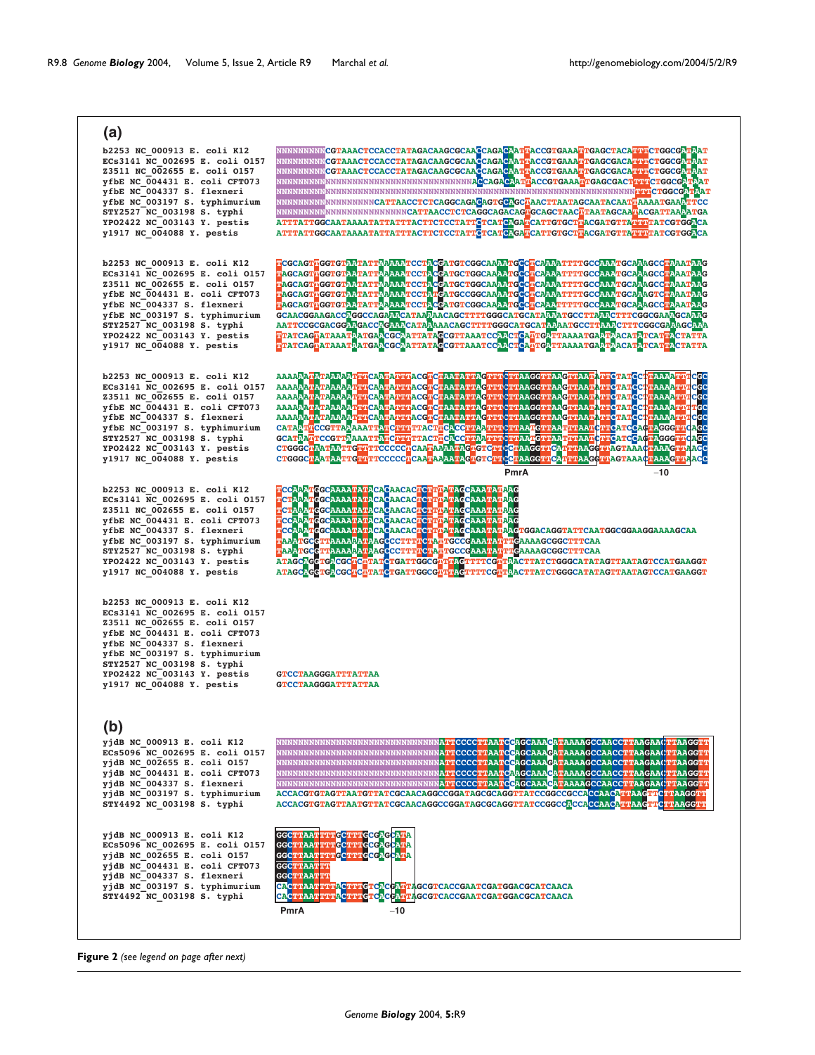**Figure 2** *(see legend on page after next)*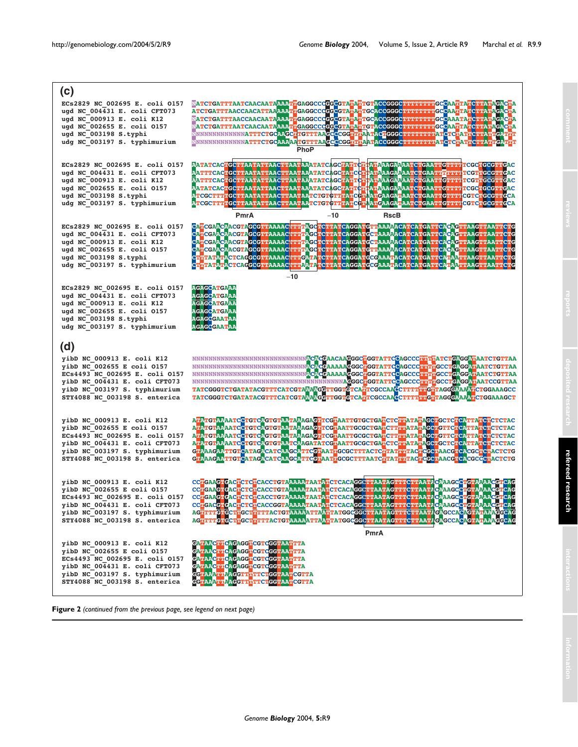**(c)**

```
ECs2829 NC_002695 E. coli O157   NATCTGATTTAATCAACAATAAAATTGAGGCCCGGCGTATATTGTACCGGGCTTTTTTTTGCCAATTATCTTATAGACTA
ugd NC_004431 E. coli CFT073     ATCTGATTTAACCAACATTAAAATTGAGGCCCGGCGTATATTGCACCGGGCTTTTTTTTGCCAATTATCTTATAGACTA
ugd NC_000913 E. coli K12        NATCTGATTTAACCAACAATAAAATTGAGGCCCGGCGTAAATTGCACCGGGCTTTTTTTTGCCAAATATCTTATAGACTA
ugd NC_002655 E. coli O157       NATCTGATTTAATCAACAATAAAATTGAGGCCCGGCGTATATTGTACCGGGCTTTTTTTTGCCAATTATCTTATAGACTA
ugd NC_003198 S.typhi           NNNNNNNNNNNNNATTTCTGCAAGCTTGTTTAACCCCGGTTTAATACTGGGCTTTTTTTTATCTCTATTCTTATTGATTT
udg NC_003197 S. typhimurium     NNNNNNNNNNNNNATTTCTGCAAAAATGTTTAACCCCGGTTTAATACCGGGCTTTTTTTTATCTCTATTCTTATTGATTT
                                                      PhoP

ECs2829 NC_002695 E. coli O157   AATATCACTGCTTAATATTAACTTAATAAATATCAGCTATTCTTATAAAGAAAATCTGAATTGTTTTTCGCTGCGTTGAC
ugd NC_004431 E. coli CFT073     AATTTCACTGCTTAATATTAACTTAATAAATATCAGCTATCCTTATAAAGAAAATCTGAATTTTTTTTCGTTGCGTTGAC
ugd NC_000913 E. coli K12        AATTTCACTGCTTAATATTAACTTAATAAATATCAGCTATTCTTATAAAGAAAATCTGAATTGTTTTTCGTTGCGTTGAC
ugd NC_002655 E. coli O157       AATATCACTGCTTAATATTAACTTAATAAATATCAGCTATTCTTATAAAGAAAATCTGAATTGTTTTTCGCTGCGTTGAC
ugd NC_003198 S.typhi           ATCGCTTTTGCTTAATATTAACTTAATAATCTGTGTTTAACGTAATGAAGATAATCTGAATTGTTTTCGTCTGCGTTGCA
udg NC_003197 S. typhimurium     ATCGCTTTTGCTTAATATTAACTTAATAATCTGTGTTTAACGTAATGAAGATAATCTGAATTGTTTTCGTCTGCGTTGCA
                                         PmrA                   -10          RscB

ECs2829 NC_002695 E. coli O157   CAACGAACAACGTAGCGTTAAAACTTTTAGCTCTTATCAGGATGTTAAAAACATCATGATTCACAGTTAAGTTAATTCTG
ugd NC_004431 E. coli CFT073     CAACGAACAACGTAGCGTTAAAACTTTTAGCTCTTATCAGGATGCTAAAAACATCATGATTCACAGTTAAGTTAATTCTG
ugd NC_000913 E. coli K12        CAACGAACAACGTAGCGTTAAAACTTTTAGCTCTTATCAGGATGCTAAAAACATCATGATTCACAGTTAAGTTAATTCTG
ugd NC_002655 E. coli O157       CAACGAACAACGTAGCGTTAAAACTTTTAGCTCTTATCAGGATGTTAAAAACATCATGATTCACAGTTAAGTTAATTCTG
ugd NC_003198 S.typhi           CTATATATACTCAGGCGTTAAAACTTTGATATCTTATCAGGATGCCAAATACATCATGATTCATAATTAAGTTAATTCTG
udg NC_003197 S. typhimurium     CTATATATACTCAGGCGTTAAAACTTTAATATCTTATCAGGATGCCAAATACATCATGATTCATAATTAAGTTAATTCTG
                                                         -10

ECs2829 NC_002695 E. coli O157   AGAGCATGAAA
ugd NC_004431 E. coli CFT073     AGAGCATGAAA
ugd NC_000913 E. coli K12        AGAGCATGAAA
ugd NC_002655 E. coli O157       AGAGCATGAAA
ugd NC_003198 S.typhi           AGAGCGAATAA
udg NC_003197 S. typhimurium     AGAGCGAATAA
```

**(d)**

```
yibD NC_000913 E. coli K12         NNNNNNNNNNNNNNNNNNNNNNNNNNNNNACACGAACAACGGCTGGTATTCCAGCCCTTTTATCTGAGGATAATCTGTTAA
yibD NC_002655 E coli O157         NNNNNNNNNNNNNNNNNNNNNNNNNNNNNACACGAAAAAGGCTGGTATTCCAGCCCTTTTGCCTGAGGATAATCTGTTAA
ECs4493 NC_002695 E. coli O157     NNNNNNNNNNNNNNNNNNNNNNNNNNNNNACACGAAAAAGGCTGGTATTCCAGCCCTTTTGCCTGAGGATAATCTGTTAA
yibD NC_004431 E. coli CFT073      NNNNNNNNNNNNNNNNNNNNNNNNNNNNNNNNNNNAGGCTGGTATTCCAGCCCTTTTGCCTGAGGATAATCCGTTAA
yibD NC_003197 S. typhimurium      TATCGGGTCTGATATACGTTTCATCGTAAAGGTTGGTGTCATTCGCCAACCTTTTTGTTAGGGAAAATCTGGAAAGCC
STY4088 NC_003198 S. enterica     TATCGGGTCTGATATACGTTTCATCGTAAAGGTTGGTGTCATTCGCCAACCTTTTTGTTAGGGAAAATCTGGAAAGCT

yibD NC_000913 E. coli K12         ATATGTAAAATCCTGTCAGTGTAATAAAGAGTTCGTAATTGTGCTGATCTCTTATATAGCTGCTCTCATTATCTCTCTAC
yibD NC_002655 E coli O157         ATATGTAAAATCCTGTCAGTGTAATAAAGAGTTCGTAATTGCGCTGATCTTTATATAGCTGTTCTCATTATCTCTCTAC
ECs4493 NC_002695 E. coli O157     ATATGTAAAATCCTGTCAGTGTAATAAAGAGTTCGTAATTGCGCTGATCTTTATATAGCTGTTCTCATTATCTCTCTAC
yibD NC_004431 E. coli CFT073      ATATGTAAAATCCTGTCAGTGTAATCAAGATATCGTAATTGCGCTGATCTCTTATATAGCTGCTCTCATTATCTCTCTAC
yibD NC_003197 S. typhimurium      GTAAAGAATTGTCATAGACATCAAGCATTCGTAATTGCGCTTTACTCTATTATTACTCGCTAACGTCACGCTCTACTCTG
STY4088 NC_003198 S. enterica     GTAAAGAATTGTCATAGACATCAAGCATTCGTAATTGCGCTTTAATCTATTATTACTCGCTAACGTCACGCCCTACTCTG

yibD NC_000913 E. coli K12         CCTGAAGTGACTCTCTCACCTGTAAAAATAATATCTCACAGGCTTAATAGTTTCTTAATTCAAAGCCTGTAAAACGTCAG
yibD NC_002655 E coli O157         CCTGAAGTGACTCTCTCACCTGTAAAAATAATATCTCACAGGCTTAATAGTTTCTTAATTCAAAGCCTGTAAAACGTCAG
ECs4493 NC_002695 E. coli O157     CCTGAAGTGACTCTCTCACCTGTAAAAATAATATCTCACAGGCTTAATAGTTTCTTAATTCAAAGCCTGTAAAACGTCAG
yibD NC_004431 E. coli CFT073      CCTGACGTGACTCTCTCACCGGTAAAAATAATATCTCACAGGCTTAATAGTTTCTTAATTCAAAGCCTGTAAAACGTCAG
yibD NC_003197 S. typhimurium      AGTTTTGTGCTTGCTTTTTACTGTAAAAATTAATTATGGCGGCTTAATAGTTTCTTAATTGAGCCACAGTATAAAGGCAG
STY4088 NC_003198 S. enterica     AGTTTTGTGCTTGCTTTTTACTGTAAAAATTAATTATGGCGGCTTAATAGTTTCTTAATTGAGCCACAGTATAAAGGCAG
                                                                              PmrA

yibD NC_000913 E. coli K12         GATAACTTCAGAGGTCGTCGGTAATTTA
yibD NC_002655 E coli O157         GATAACTTCAGAGGTCGTCGGTAATTTA
ECs4493 NC_002695 E. coli O157     GATAACTTCAGAGGTCGTCGGTAATTTA
yibD NC_004431 E. coli CFT073      GATAACTTCAGAGGTCGTCGGTAATTTA
yibD NC_003197 S. typhimurium      GGTAAATTAAGGTTTTTCTGGTAATCGTTA
STY4088 NC_003198 S. enterica     GGTAAATTAAGGTTTTTCTGGTAATCGTTA
```

**Figure 2** *(continued from the previous page, see legend on next page)*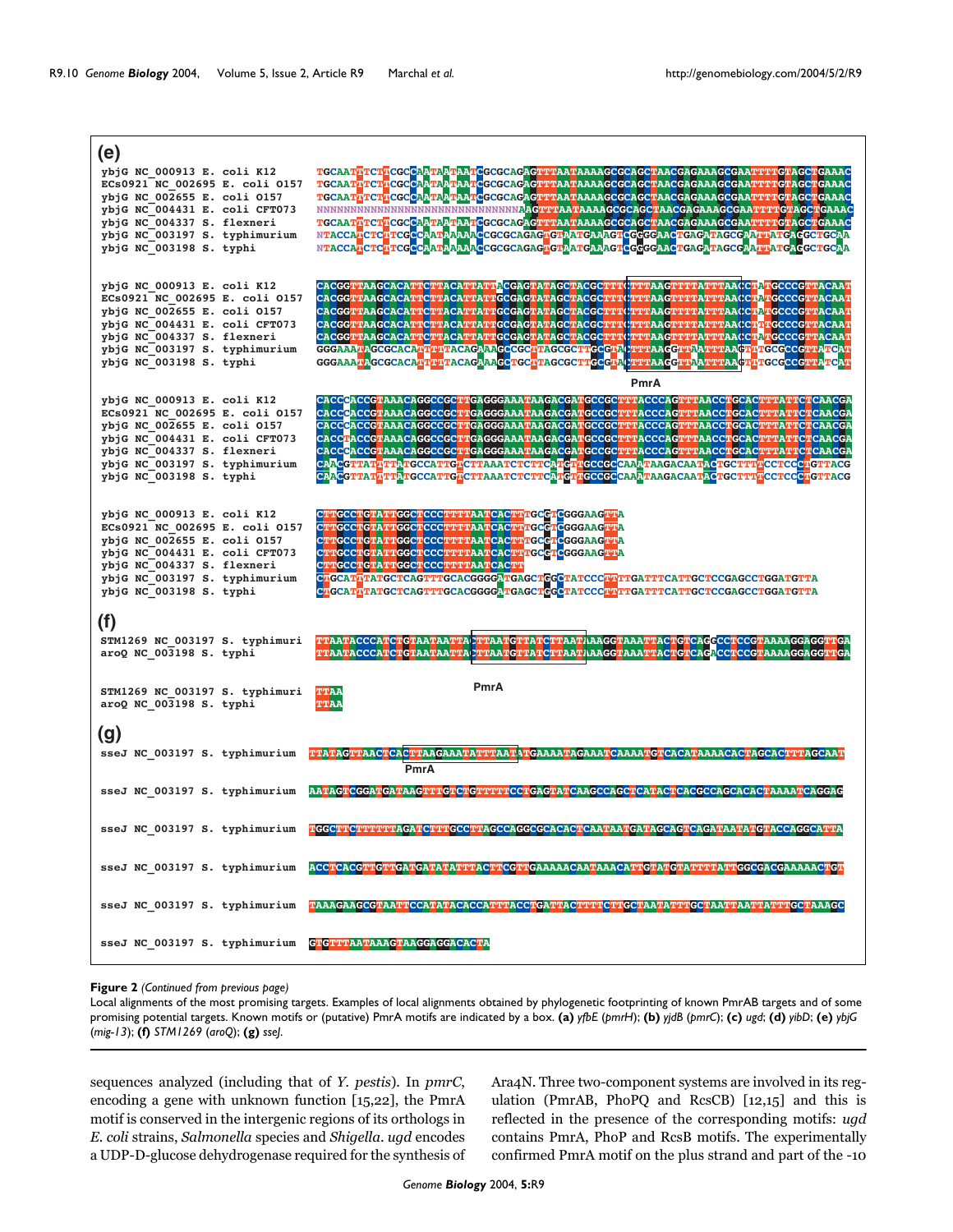**(e)**

```
ybjG NC_000913 E. coli K12      TGCAATTTCTTCGCCAATAATAATCGCGCAGAGTTTAATAAAAGCGCAGCTAACGAGAAAGCGAATTTTGTAGCTGAAAC
ECs0921 NC_002695 E. coli O157  TGCAATTTCTTCGCCAATAATAATCGCGCAGAGTTTAATAAAAGCGCAGCTAACGAGAAAGCGAATTTTGTAGCTGAAAC
ybjG NC_002655 E. coli O157     TGCAATTTCTTCGCCAATAATAATCGCGCAGAGTTTAATAAAAGCGCAGCTAACGAGAAAGCGAATTTTGTAGCTGAAAC
ybjG NC_004431 E. coli CFT073   NNNNNNNNNNNNNNNNNNNNNNNNNNNNNNNAGTTTAATAAAAGCGCAGCTAACGAGAAAGCGAATTTTGTAGCTGAAAC
ybjG NC_004337 S. flexneri     TGCAATTTCTTCGCCAATAATAATCGCGCAGAGTTTAATAAAAGCGCAGCTAACGAGAAAGCGAATTTTGTAGCTGAAAC
ybjG NC_003197 S. typhimurium  NTACCATCTCTTCGCCAATAAAAACCGCGCAGAGTGTAATGAAAGTCGGGGAACTGAGATAGCGAATTATGAGCTGCAA
ybjG NC_003198 S. typhi       NTACCATCTCTTCGCCAATAAAAACCGCGCAGAGTGTAATGAAAGTCGGGGAACTGAGATAGCGAATTATGAGCTGCAA

ybjG NC_000913 E. coli K12      CACGGTTAAGCACATTCTTACATTATTACGAGTATAGCTACGCTTTCTTTAAGTTTTATTTAACCTATGCCCGTTACAAT
ECs0921 NC_002695 E. coli O157  CACGGTTAAGCACATTCTTACATTATTGCGAGTATAGCTACGCTTTCTTTAAGTTTTATTTAACCTATGCCCGTTACAAT
ybjG NC_002655 E. coli O157     CACGGTTAAGCACATTCTTACATTATTGCGAGTATAGCTACGCTTTCTTTAAGTTTTATTTAACCTATGCCCGTTACAAT
ybjG NC_004431 E. coli CFT073   CACGGTTAAGCACATTCTTACATTATTGCGAGTATAGCTACGCTTTCTTTAAGTTTTATTTAACCTTTGCCCGTTACAAT
ybjG NC_004337 S. flexneri     CACGGTTAAGCACATTCTTACATTATTGCGAGTATAGCTACGCTTTCTTTAAGTTTTATTTAACCTATGCCCGTTACAAT
ybjG NC_003197 S. typhimurium  GGGAAATAGCGCACATTTTTACAGAAAGCCGCTTAGCGCTTGCGTACTTTAAGGTTAATTTAAGTTTGCGCCGTTATCAT
ybjG NC_003198 S. typhi       GGGAAATAGCGCACATTTTTACAGAAAGCTGCTTAGCGCTTGCGTACTTTAAGGTTAATTTAAGTTTGCGCCGTTATCAT
                                                                               PmrA

ybjG NC_000913 E. coli K12      CACCCACCGTAAACAGGCCGCTTGAGGGAAATAAGACGATGCCGCTTTACCCAGTTTAACCTGCACTTTATTCTCAACGA
ECs0921 NC_002695 E. coli O157  CACCCACCGTAAACAGGCCGCTTGAGGGAAATAAGACGATGCCGCTTTACCCAGTTTAACCTGCACTTTATTCTCAACGA
ybjG NC_002655 E. coli O157     CACCCACCGTAAACAGGCCGCTTGAGGGAAATAAGACGATGCCGCTTTACCCAGTTTAACCTGCACTTTATTCTCAACGA
ybjG NC_004431 E. coli CFT073   CACCTACCGTAAACAGGCCGCTTGAGGGAAATAAGACGATGCCGCTTTACCCAGTTTAACCTGCACTTTATTCTCAACGA
ybjG NC_004337 S. flexneri     CACCCACCGTAAACAGGCCGCTTGAGGGAAATAAGACGATGCCGCTTTACCCAGTTTAACCTGCACTTTATTCTCAACGA
ybjG NC_003197 S. typhimurium  CAACGTTATTTTATGCCATTGTCTTAAATCTCTTCATGTTGCCGCCAAATAAGACAATACTGCTTTTCCTCCCTGTTACG
ybjG NC_003198 S. typhi       CAACGTTATTTTATGCCATTGTCTTAAATCTCTTCATGTTGCCGCCAAATAAGACAATACTGCTTTTCCTCCCTGTTACG

ybjG NC_000913 E. coli K12      CTTGCCTGTATTGGCTCCCTTTTTAATCACTTTGCGTCGGGAAGTTA
ECs0921 NC_002695 E. coli O157  CTTGCCTGTATTGGCTCCCTTTTTAATCACTTTGCGTCGGGAAGTTA
ybjG NC_002655 E. coli O157     CTTGCCTGTATTGGCTCCCTTTTTAATCACTTTGCGTCGGGAAGTTA
ybjG NC_004431 E. coli CFT073   CTTGCCTGTATTGGCTCCCTTTTTAATCACTTTGCGTCGGGAAGTTA
ybjG NC_004337 S. flexneri     CTTGCCTGTATTGGCTCCCTTTTTAATCACTT
ybjG NC_003197 S. typhimurium  CAGCATTTATGCTCAGTTTGCACGGGGATGAGCTGGCTATCCCTTTTGATTTCATTGCTCCGAGCCTGGATGTTA
ybjG NC_003198 S. typhi       CTGCATTTATGCTCAGTTTGCACGGGGATGAGCTGGCTATCCCTTTTGATTTCATTGCTCCGAGCCTGGATGTTA
```

**(f)**

```
STM1269 NC_003197 S. typhimuri  TTAATACCCATCTGTAATAATTACTTAATGTTATCTTAATAAAGGTAAATTACTGTCAGGCCTCCGTAAAAGGAGGTTGA
aroQ NC_003198 S. typhi        TTAATACCCATCTGTAATAATTACTTAATGTTATCTTAATAAAGGTAAATTACTGTCAGACCTCCGTAAAAGGAGGTTGA
                                                         PmrA
STM1269 NC_003197 S. typhimuri  TTAA
aroQ NC_003198 S. typhi        TTAA
```

**(g)**

```
sseJ NC_003197 S. typhimurium  TTATAGTTAACTCACTTAAGAAATATTTAATATGAAAATAGAAATCAAAATGTCACATAAAACACTAGCACTTTAGCAAT
                                          PmrA
sseJ NC_003197 S. typhimurium  AATAGTCGGATGATAAGTTTGTCTGTTTTTCCTGAGTATCAAGCCAGCTCATACTCACGCCAGCACACTAAAATCAGGAG
sseJ NC_003197 S. typhimurium  TGGCTTCTTTTTTAGATCTTTGCCTTAGCCAGGCGCACACTCAATAATGATAGCAGTCAGATAATATGTACCAGGCATTA
sseJ NC_003197 S. typhimurium  ACCTCACGTTGTTGATGATATATTTACTTCGTTGAAAAACAATAAACATTGTATGTATTTTATTGGCGACGAAAAACTGT
sseJ NC_003197 S. typhimurium  TAAAGAAGCGTAATTCCATATACACCATTTACCTGATTACTTTTCTTGCTAATATTTGCTAATTAATTATTTGCTAAAGC
sseJ NC_003197 S. typhimurium  GTGTTTAATAAAGTAAGGAGGACACTA
```

**Figure 2** *(Continued from previous page)*
Local alignments of the most promising targets. Examples of local alignments obtained by phylogenetic footprinting of known PmrAB targets and of some promising potential targets. Known motifs or (putative) PmrA motifs are indicated by a box. **(a)** *yfbE* (*pmrH*); **(b)** *yjdB* (*pmrC*); **(c)** *ugd*; **(d)** *yibD*; **(e)** *ybjG* (*mig-13*); **(f)** *STM1269* (*aroQ*); **(g)** *sseJ*.

sequences analyzed (including that of *Y. pestis*). In *pmrC*, encoding a gene with unknown function [15,22], the PmrA motif is conserved in the intergenic regions of its orthologs in *E. coli* strains, *Salmonella* species and *Shigella*. *ugd* encodes a UDP-D-glucose dehydrogenase required for the synthesis of Ara4N. Three two-component systems are involved in its regulation (PmrAB, PhoPQ and RcsCB) [12,15] and this is reflected in the presence of the corresponding motifs: *ugd* contains PmrA, PhoP and RcsB motifs. The experimentally confirmed PmrA motif on the plus strand and part of the -10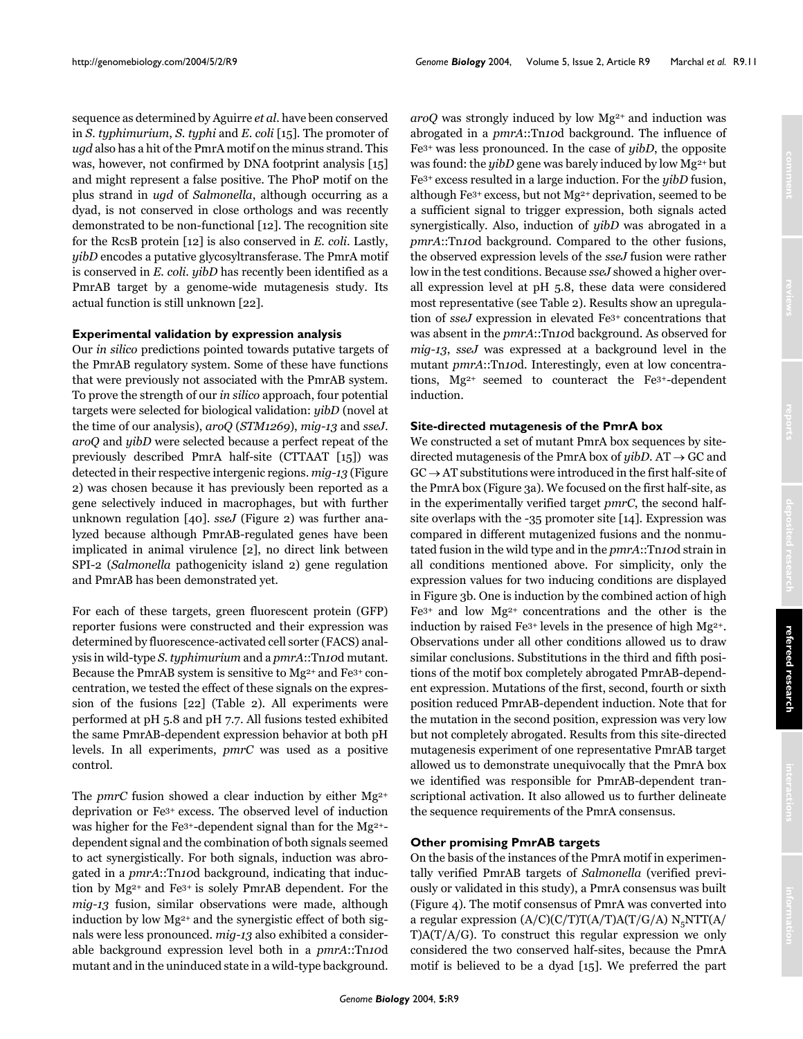sequence as determined by Aguirre *et al*. have been conserved in *S. typhimurium*, *S. typhi* and *E. coli* [15]. The promoter of *ugd* also has a hit of the PmrA motif on the minus strand. This was, however, not confirmed by DNA footprint analysis [15] and might represent a false positive. The PhoP motif on the plus strand in *ugd* of *Salmonella*, although occurring as a dyad, is not conserved in close orthologs and was recently demonstrated to be non-functional [12]. The recognition site for the RcsB protein [12] is also conserved in *E. coli*. Lastly, *yibD* encodes a putative glycosyltransferase. The PmrA motif is conserved in *E. coli*. *yibD* has recently been identified as a PmrAB target by a genome-wide mutagenesis study. Its actual function is still unknown [22].

### Experimental validation by expression analysis

Our *in silico* predictions pointed towards putative targets of the PmrAB regulatory system. Some of these have functions that were previously not associated with the PmrAB system. To prove the strength of our *in silico* approach, four potential targets were selected for biological validation: *yibD* (novel at the time of our analysis), *aroQ* (*STM1269*), *mig-13* and *sseJ*. *aroQ* and *yibD* were selected because a perfect repeat of the previously described PmrA half-site (CTTAAT [15]) was detected in their respective intergenic regions. *mig-13* (Figure 2) was chosen because it has previously been reported as a gene selectively induced in macrophages, but with further unknown regulation [40]. *sseJ* (Figure 2) was further analyzed because although PmrAB-regulated genes have been implicated in animal virulence [2], no direct link between SPI-2 (*Salmonella* pathogenicity island 2) gene regulation and PmrAB has been demonstrated yet.

For each of these targets, green fluorescent protein (GFP) reporter fusions were constructed and their expression was determined by fluorescence-activated cell sorter (FACS) analysis in wild-type *S. typhimurium* and a *pmrA*::Tn*10*d mutant. Because the PmrAB system is sensitive to $Mg^{2+}$ and $Fe^{3+}$ concentration, we tested the effect of these signals on the expression of the fusions [22] (Table 2). All experiments were performed at pH 5.8 and pH 7.7. All fusions tested exhibited the same PmrAB-dependent expression behavior at both pH levels. In all experiments, *pmrC* was used as a positive control.

The *pmrC* fusion showed a clear induction by either $Mg^{2+}$ deprivation or $Fe^{3+}$ excess. The observed level of induction was higher for the $Fe^{3+}$-dependent signal than for the $Mg^{2+}$-dependent signal and the combination of both signals seemed to act synergistically. For both signals, induction was abrogated in a *pmrA*::Tn*10*d background, indicating that induction by $Mg^{2+}$ and $Fe^{3+}$ is solely PmrAB dependent. For the *mig-13* fusion, similar observations were made, although induction by low $Mg^{2+}$ and the synergistic effect of both signals were less pronounced. *mig-13* also exhibited a considerable background expression level both in a *pmrA*::Tn*10*d mutant and in the uninduced state in a wild-type background. *aroQ* was strongly induced by low $Mg^{2+}$ and induction was abrogated in a *pmrA*::Tn*10*d background. The influence of $Fe^{3+}$ was less pronounced. In the case of *yibD*, the opposite was found: the *yibD* gene was barely induced by low $Mg^{2+}$ but $Fe^{3+}$ excess resulted in a large induction. For the *yibD* fusion, although $Fe^{3+}$ excess, but not $Mg^{2+}$ deprivation, seemed to be a sufficient signal to trigger expression, both signals acted synergistically. Also, induction of *yibD* was abrogated in a *pmrA*::Tn*10*d background. Compared to the other fusions, the observed expression levels of the *sseJ* fusion were rather low in the test conditions. Because *sseJ* showed a higher overall expression level at pH 5.8, these data were considered most representative (see Table 2). Results show an upregulation of *sseJ* expression in elevated $Fe^{3+}$ concentrations that was absent in the *pmrA*::Tn*10*d background. As observed for *mig-13*, *sseJ* was expressed at a background level in the mutant *pmrA*::Tn*10*d. Interestingly, even at low concentrations, $Mg^{2+}$ seemed to counteract the $Fe^{3+}$-dependent induction.

### Site-directed mutagenesis of the PmrA box

We constructed a set of mutant PmrA box sequences by site-directed mutagenesis of the PmrA box of *yibD*. AT → GC and GC → AT substitutions were introduced in the first half-site of the PmrA box (Figure 3a). We focused on the first half-site, as in the experimentally verified target *pmrC*, the second half-site overlaps with the -35 promoter site [14]. Expression was compared in different mutagenized fusions and the nonmutated fusion in the wild type and in the *pmrA*::Tn*10*d strain in all conditions mentioned above. For simplicity, only the expression values for two inducing conditions are displayed in Figure 3b. One is induction by the combined action of high $Fe^{3+}$ and low $Mg^{2+}$ concentrations and the other is the induction by raised $Fe^{3+}$ levels in the presence of high $Mg^{2+}$. Observations under all other conditions allowed us to draw similar conclusions. Substitutions in the third and fifth positions of the motif box completely abrogated PmrAB-dependent expression. Mutations of the first, second, fourth or sixth position reduced PmrAB-dependent induction. Note that for the mutation in the second position, expression was very low but not completely abrogated. Results from this site-directed mutagenesis experiment of one representative PmrAB target allowed us to demonstrate unequivocally that the PmrA box we identified was responsible for PmrAB-dependent transcriptional activation. It also allowed us to further delineate the sequence requirements of the PmrA consensus.

### Other promising PmrAB targets

On the basis of the instances of the PmrA motif in experimentally verified PmrAB targets of *Salmonella* (verified previously or validated in this study), a PmrA consensus was built (Figure 4). The motif consensus of PmrA was converted into a regular expression (A/C)(C/T)T(A/T)A(T/G/A) $N_5$NTT(A/T)A(T/A/G). To construct this regular expression we only considered the two conserved half-sites, because the PmrA motif is believed to be a dyad [15]. We preferred the part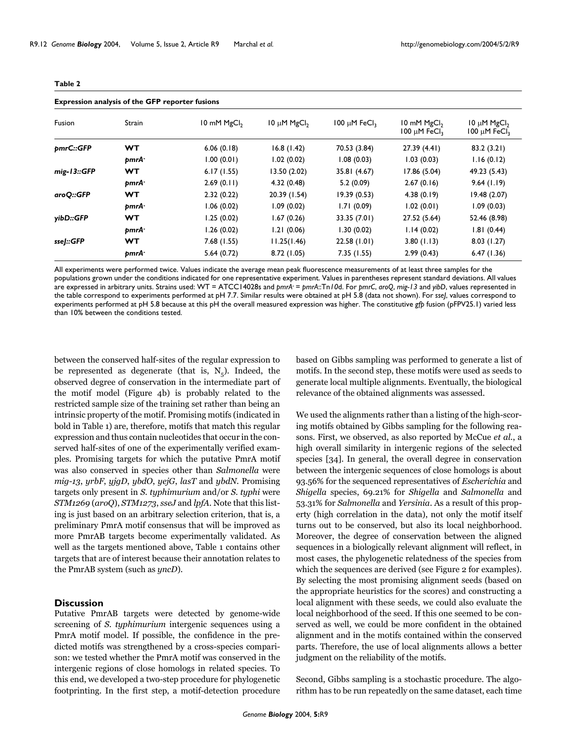**Table 2**

**Expression analysis of the GFP reporter fusions**

| Fusion | Strain | 10 mM $MgCl_2$ | 10 μM $MgCl_2$ | 100 μM $FeCl_3$ | 10 mM $MgCl_2$ 100 μM $FeCl_3$ | 10 μM $MgCl_2$ 100 μM $FeCl_3$ |
|---|---|---|---|---|---|---|
| ***pmrC::GFP*** | **WT** | 6.06 (0.18) | 16.8 (1.42) | 70.53 (3.84) | 27.39 (4.41) | 83.2 (3.21) |
| | ***pmrA*⁻** | 1.00 (0.01) | 1.02 (0.02) | 1.08 (0.03) | 1.03 (0.03) | 1.16 (0.12) |
| ***mig-13::GFP*** | **WT** | 6.17 (1.55) | 13.50 (2.02) | 35.81 (4.67) | 17.86 (5.04) | 49.23 (5.43) |
| | ***pmrA*⁻** | 2.69 (0.11) | 4.32 (0.48) | 5.2 (0.09) | 2.67 (0.16) | 9.64 (1.19) |
| ***aroQ::GFP*** | **WT** | 2.32 (0.22) | 20.39 (1.54) | 19.39 (0.53) | 4.38 (0.19) | 19.48 (2.07) |
| | ***pmrA*⁻** | 1.06 (0.02) | 1.09 (0.02) | 1.71 (0.09) | 1.02 (0.01) | 1.09 (0.03) |
| ***yibD::GFP*** | **WT** | 1.25 (0.02) | 1.67 (0.26) | 33.35 (7.01) | 27.52 (5.64) | 52.46 (8.98) |
| | ***pmrA*⁻** | 1.26 (0.02) | 1.21 (0.06) | 1.30 (0.02) | 1.14 (0.02) | 1.81 (0.44) |
| ***sseJ::GFP*** | **WT** | 7.68 (1.55) | 11.25(1.46) | 22.58 (1.01) | 3.80 (1.13) | 8.03 (1.27) |
| | ***pmrA*⁻** | 5.64 (0.72) | 8.72 (1.05) | 7.35 (1.55) | 2.99 (0.43) | 6.47 (1.36) |

All experiments were performed twice. Values indicate the average mean peak fluorescence measurements of at least three samples for the populations grown under the conditions indicated for one representative experiment. Values in parentheses represent standard deviations. All values are expressed in arbitrary units. Strains used: WT = ATCC14028s and *pmrA*⁻ = *pmrA*::Tn*10*d. For *pmrC*, *aroQ*, *mig-13* and *yibD*, values represented in the table correspond to experiments performed at pH 7.7. Similar results were obtained at pH 5.8 (data not shown). For *sseJ*, values correspond to experiments performed at pH 5.8 because at this pH the overall measured expression was higher. The constitutive *gfp* fusion (pFPV25.1) varied less than 10% between the conditions tested.

between the conserved half-sites of the regular expression to be represented as degenerate (that is, $N_5$). Indeed, the observed degree of conservation in the intermediate part of the motif model (Figure 4b) is probably related to the restricted sample size of the training set rather than being an intrinsic property of the motif. Promising motifs (indicated in bold in Table 1) are, therefore, motifs that match this regular expression and thus contain nucleotides that occur in the conserved half-sites of one of the experimentally verified examples. Promising targets for which the putative PmrA motif was also conserved in species other than *Salmonella* were *mig-13*, *yrbF*, *yjgD*, *ybdO*, *yejG*, *lasT* and *ybdN*. Promising targets only present in *S. typhimurium* and/or *S. typhi* were *STM1269* (*aroQ*), *STM1273*, *sseJ* and *lpfA*. Note that this listing is just based on an arbitrary selection criterion, that is, a preliminary PmrA motif consensus that will be improved as more PmrAB targets become experimentally validated. As well as the targets mentioned above, Table 1 contains other targets that are of interest because their annotation relates to the PmrAB system (such as *yncD*).

## Discussion

Putative PmrAB targets were detected by genome-wide screening of *S. typhimurium* intergenic sequences using a PmrA motif model. If possible, the confidence in the predicted motifs was strengthened by a cross-species comparison: we tested whether the PmrA motif was conserved in the intergenic regions of close homologs in related species. To this end, we developed a two-step procedure for phylogenetic footprinting. In the first step, a motif-detection procedure based on Gibbs sampling was performed to generate a list of motifs. In the second step, these motifs were used as seeds to generate local multiple alignments. Eventually, the biological relevance of the obtained alignments was assessed.

We used the alignments rather than a listing of the high-scoring motifs obtained by Gibbs sampling for the following reasons. First, we observed, as also reported by McCue *et al.*, a high overall similarity in intergenic regions of the selected species [34]. In general, the overall degree in conservation between the intergenic sequences of close homologs is about 93.56% for the sequenced representatives of *Escherichia* and *Shigella* species, 69.21% for *Shigella* and *Salmonella* and 53.31% for *Salmonella* and *Yersinia*. As a result of this property (high correlation in the data), not only the motif itself turns out to be conserved, but also its local neighborhood. Moreover, the degree of conservation between the aligned sequences in a biologically relevant alignment will reflect, in most cases, the phylogenetic relatedness of the species from which the sequences are derived (see Figure 2 for examples). By selecting the most promising alignment seeds (based on the appropriate heuristics for the scores) and constructing a local alignment with these seeds, we could also evaluate the local neighborhood of the seed. If this one seemed to be conserved as well, we could be more confident in the obtained alignment and in the motifs contained within the conserved parts. Therefore, the use of local alignments allows a better judgment on the reliability of the motifs.

Second, Gibbs sampling is a stochastic procedure. The algorithm has to be run repeatedly on the same dataset, each time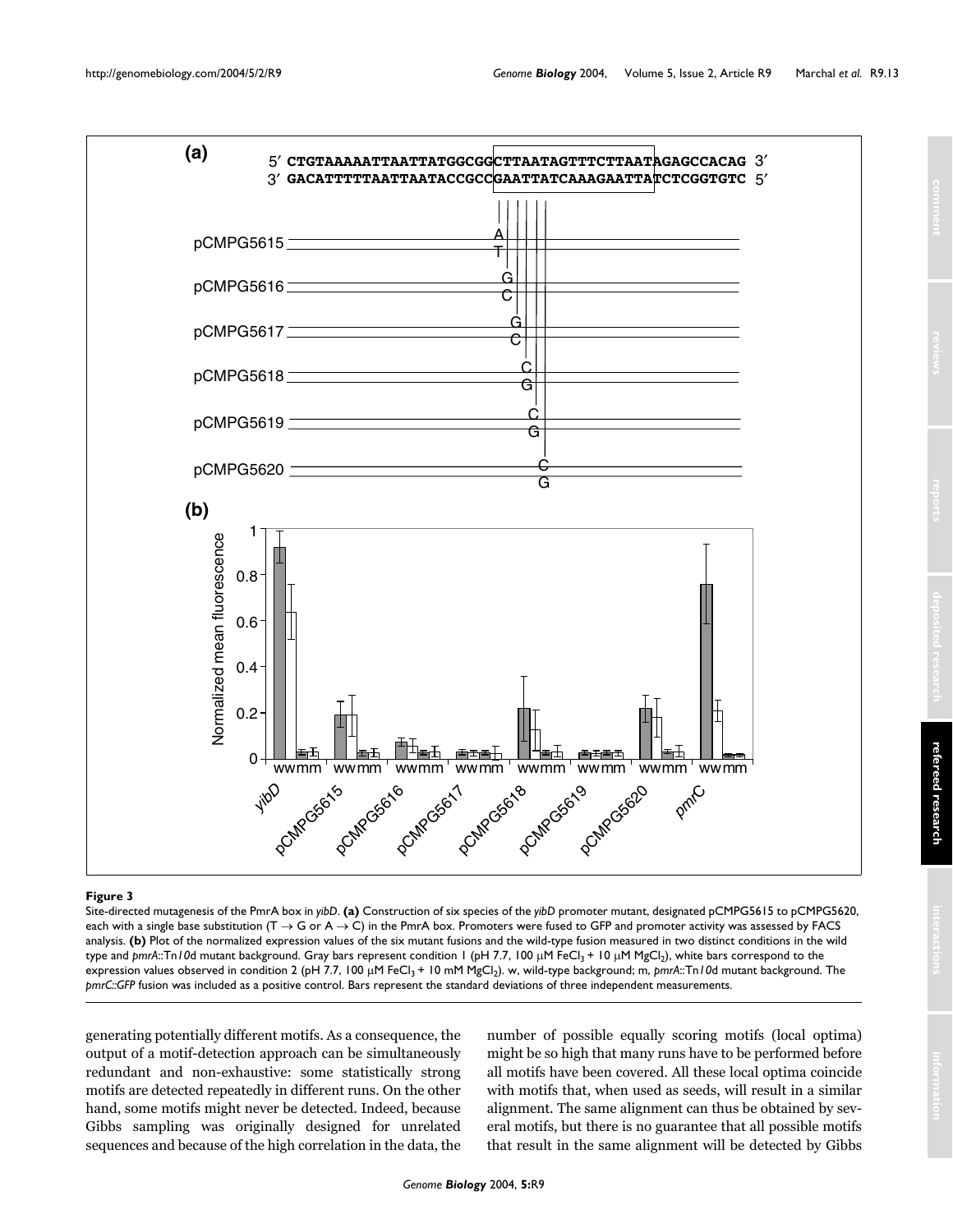**Figure 3**

Site-directed mutagenesis of the PmrA box in *yibD*. **(a)** Construction of six species of the *yibD* promoter mutant, designated pCMPG5615 to pCMPG5620, each with a single base substitution (T → G or A → C) in the PmrA box. Promoters were fused to GFP and promoter activity was assessed by FACS analysis. **(b)** Plot of the normalized expression values of the six mutant fusions and the wild-type fusion measured in two distinct conditions in the wild type and *pmrA*::Tn*10*d mutant background. Gray bars represent condition 1 (pH 7.7, 100 μM $FeCl_3$ + 10 μM $MgCl_2$), white bars correspond to the expression values observed in condition 2 (pH 7.7, 100 μM $FeCl_3$ + 10 mM $MgCl_2$). w, wild-type background; m, *pmrA*::Tn*10*d mutant background. The *pmrC::GFP* fusion was included as a positive control. Bars represent the standard deviations of three independent measurements.

generating potentially different motifs. As a consequence, the output of a motif-detection approach can be simultaneously redundant and non-exhaustive: some statistically strong motifs are detected repeatedly in different runs. On the other hand, some motifs might never be detected. Indeed, because Gibbs sampling was originally designed for unrelated sequences and because of the high correlation in the data, the number of possible equally scoring motifs (local optima) might be so high that many runs have to be performed before all motifs have been covered. All these local optima coincide with motifs that, when used as seeds, will result in a similar alignment. The same alignment can thus be obtained by several motifs, but there is no guarantee that all possible motifs that result in the same alignment will be detected by Gibbs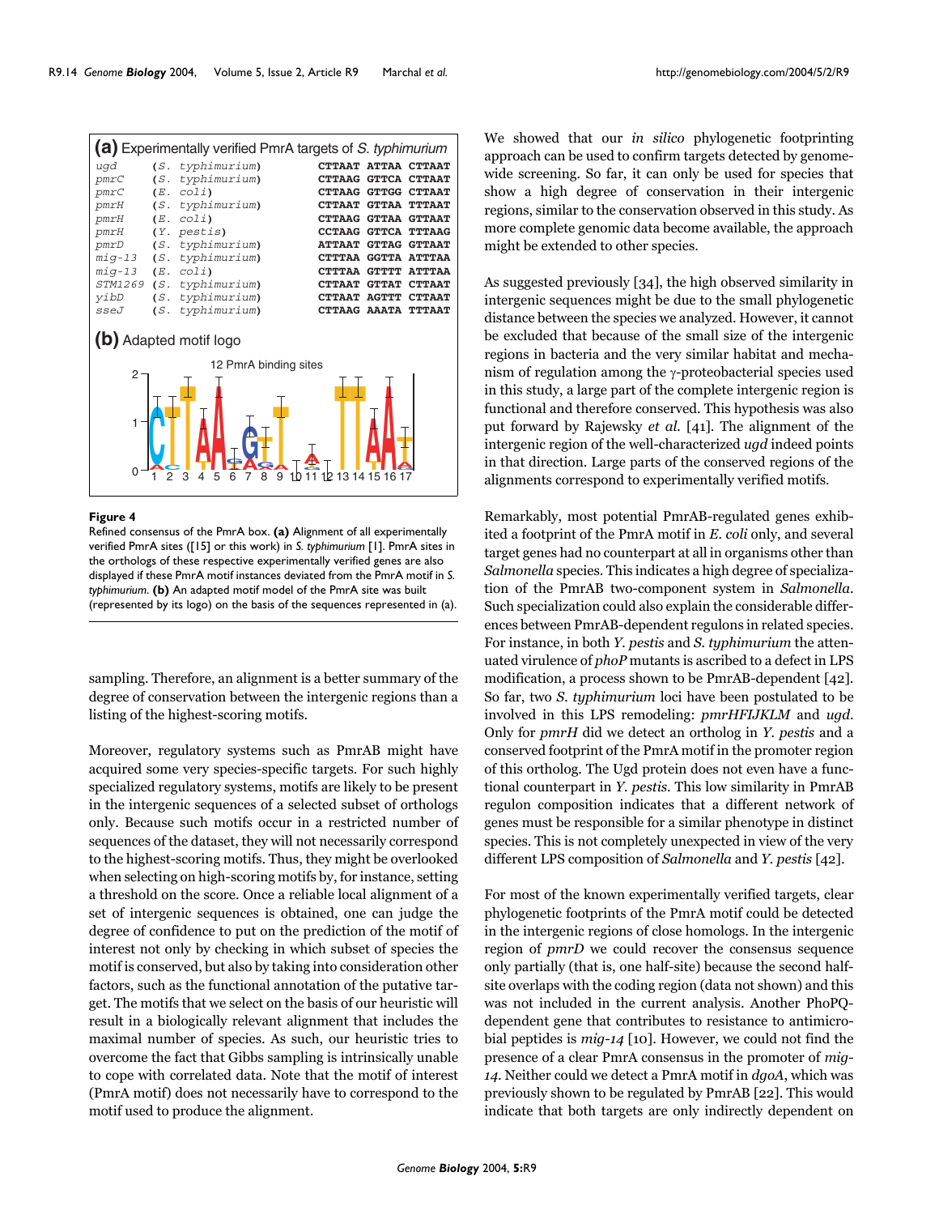**(a)** Experimentally verified PmrA targets of *S. typhimurium*

| | | |
|---|---|---|
| *ugd* | (*S. typhimurium*) | CTTAAT ATTAA CTTAAT |
| *pmrC* | (*S. typhimurium*) | CTTAAG GTTCA CTTAAT |
| *pmrC* | (*E. coli*) | CTTAAG GTTGG CTTAAT |
| *pmrH* | (*S. typhimurium*) | CTTAAT GTTAA TTTAAT |
| *pmrH* | (*E. coli*) | CTTAAG GTTAA GTTAAT |
| *pmrH* | (*Y. pestis*) | CCTAAG GTTCA TTTAAG |
| *pmrD* | (*S. typhimurium*) | ATTAAT GTTAG GTTAAT |
| *mig-13* | (*S. typhimurium*) | CTTTAA GGTTA ATTTAA |
| *mig-13* | (*E. coli*) | CTTTAA GTTTT ATTTAA |
| *STM1269* | (*S. typhimurium*) | CTTAAT GTTAT CTTAAT |
| *yibD* | (*S. typhimurium*) | CTTAAT AGTTT CTTAAT |
| *sseJ* | (*S. typhimurium*) | CTTAAG AAATA TTTAAT |

**(b)** Adapted motif logo

12 PmrA binding sites

2

1

0

1 2 3 4 5 6 7 8 9 10 11 12 13 14 15 16 17

**Figure 4**

Refined consensus of the PmrA box. **(a)** Alignment of all experimentally verified PmrA sites ([15] or this work) in *S. typhimurium* [1]. PmrA sites in the orthologs of these respective experimentally verified genes are also displayed if these PmrA motif instances deviated from the PmrA motif in *S. typhimurium*. **(b)** An adapted motif model of the PmrA site was built (represented by its logo) on the basis of the sequences represented in (a).

sampling. Therefore, an alignment is a better summary of the degree of conservation between the intergenic regions than a listing of the highest-scoring motifs.

Moreover, regulatory systems such as PmrAB might have acquired some very species-specific targets. For such highly specialized regulatory systems, motifs are likely to be present in the intergenic sequences of a selected subset of orthologs only. Because such motifs occur in a restricted number of sequences of the dataset, they will not necessarily correspond to the highest-scoring motifs. Thus, they might be overlooked when selecting on high-scoring motifs by, for instance, setting a threshold on the score. Once a reliable local alignment of a set of intergenic sequences is obtained, one can judge the degree of confidence to put on the prediction of the motif of interest not only by checking in which subset of species the motif is conserved, but also by taking into consideration other factors, such as the functional annotation of the putative target. The motifs that we select on the basis of our heuristic will result in a biologically relevant alignment that includes the maximal number of species. As such, our heuristic tries to overcome the fact that Gibbs sampling is intrinsically unable to cope with correlated data. Note that the motif of interest (PmrA motif) does not necessarily have to correspond to the motif used to produce the alignment.

We showed that our *in silico* phylogenetic footprinting approach can be used to confirm targets detected by genome-wide screening. So far, it can only be used for species that show a high degree of conservation in their intergenic regions, similar to the conservation observed in this study. As more complete genomic data become available, the approach might be extended to other species.

As suggested previously [34], the high observed similarity in intergenic sequences might be due to the small phylogenetic distance between the species we analyzed. However, it cannot be excluded that because of the small size of the intergenic regions in bacteria and the very similar habitat and mechanism of regulation among the γ-proteobacterial species used in this study, a large part of the complete intergenic region is functional and therefore conserved. This hypothesis was also put forward by Rajewsky *et al.* [41]. The alignment of the intergenic region of the well-characterized *ugd* indeed points in that direction. Large parts of the conserved regions of the alignments correspond to experimentally verified motifs.

Remarkably, most potential PmrAB-regulated genes exhibited a footprint of the PmrA motif in *E. coli* only, and several target genes had no counterpart at all in organisms other than *Salmonella* species. This indicates a high degree of specialization of the PmrAB two-component system in *Salmonella*. Such specialization could also explain the considerable differences between PmrAB-dependent regulons in related species. For instance, in both *Y. pestis* and *S. typhimurium* the attenuated virulence of *phoP* mutants is ascribed to a defect in LPS modification, a process shown to be PmrAB-dependent [42]. So far, two *S. typhimurium* loci have been postulated to be involved in this LPS remodeling: *pmrHFIJKLM* and *ugd*. Only for *pmrH* did we detect an ortholog in *Y. pestis* and a conserved footprint of the PmrA motif in the promoter region of this ortholog. The Ugd protein does not even have a functional counterpart in *Y. pestis*. This low similarity in PmrAB regulon composition indicates that a different network of genes must be responsible for a similar phenotype in distinct species. This is not completely unexpected in view of the very different LPS composition of *Salmonella* and *Y. pestis* [42].

For most of the known experimentally verified targets, clear phylogenetic footprints of the PmrA motif could be detected in the intergenic regions of close homologs. In the intergenic region of *pmrD* we could recover the consensus sequence only partially (that is, one half-site) because the second half-site overlaps with the coding region (data not shown) and this was not included in the current analysis. Another PhoPQ-dependent gene that contributes to resistance to antimicrobial peptides is *mig-14* [10]. However, we could not find the presence of a clear PmrA consensus in the promoter of *mig-14*. Neither could we detect a PmrA motif in *dgoA*, which was previously shown to be regulated by PmrAB [22]. This would indicate that both targets are only indirectly dependent on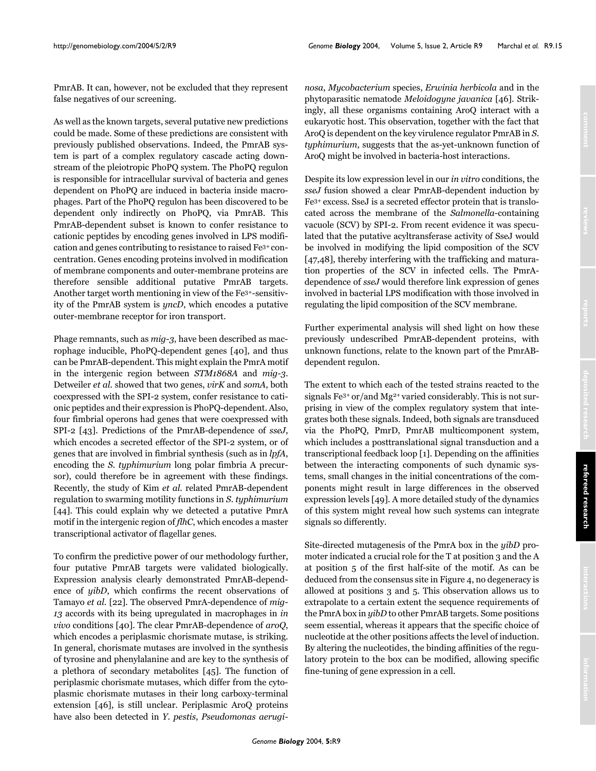PmrAB. It can, however, not be excluded that they represent false negatives of our screening.

As well as the known targets, several putative new predictions could be made. Some of these predictions are consistent with previously published observations. Indeed, the PmrAB system is part of a complex regulatory cascade acting downstream of the pleiotropic PhoPQ system. The PhoPQ regulon is responsible for intracellular survival of bacteria and genes dependent on PhoPQ are induced in bacteria inside macrophages. Part of the PhoPQ regulon has been discovered to be dependent only indirectly on PhoPQ, via PmrAB. This PmrAB-dependent subset is known to confer resistance to cationic peptides by encoding genes involved in LPS modification and genes contributing to resistance to raised $Fe^{3+}$ concentration. Genes encoding proteins involved in modification of membrane components and outer-membrane proteins are therefore sensible additional putative PmrAB targets. Another target worth mentioning in view of the $Fe^{3+}$-sensitivity of the PmrAB system is *yncD*, which encodes a putative outer-membrane receptor for iron transport.

Phage remnants, such as *mig-3*, have been described as macrophage inducible, PhoPQ-dependent genes [40], and thus can be PmrAB-dependent. This might explain the PmrA motif in the intergenic region between *STM1868A* and *mig-3*. Detweiler *et al.* showed that two genes, *virK* and *somA*, both coexpressed with the SPI-2 system, confer resistance to cationic peptides and their expression is PhoPQ-dependent. Also, four fimbrial operons had genes that were coexpressed with SPI-2 [43]. Predictions of the PmrAB-dependence of *sseJ*, which encodes a secreted effector of the SPI-2 system, or of genes that are involved in fimbrial synthesis (such as in *lpfA*, encoding the *S. typhimurium* long polar fimbria A precursor), could therefore be in agreement with these findings. Recently, the study of Kim *et al.* related PmrAB-dependent regulation to swarming motility functions in *S. typhimurium* [44]. This could explain why we detected a putative PmrA motif in the intergenic region of *flhC*, which encodes a master transcriptional activator of flagellar genes.

To confirm the predictive power of our methodology further, four putative PmrAB targets were validated biologically. Expression analysis clearly demonstrated PmrAB-dependence of *yibD*, which confirms the recent observations of Tamayo *et al.* [22]. The observed PmrA-dependence of *mig-13* accords with its being upregulated in macrophages in *in vivo* conditions [40]. The clear PmrAB-dependence of *aroQ*, which encodes a periplasmic chorismate mutase, is striking. In general, chorismate mutases are involved in the synthesis of tyrosine and phenylalanine and are key to the synthesis of a plethora of secondary metabolites [45]. The function of periplasmic chorismate mutases, which differ from the cytoplasmic chorismate mutases in their long carboxy-terminal extension [46], is still unclear. Periplasmic AroQ proteins have also been detected in *Y. pestis*, *Pseudomonas aeruginosa*, *Mycobacterium* species, *Erwinia herbicola* and in the phytoparasitic nematode *Meloidogyne javanica* [46]. Strikingly, all these organisms containing AroQ interact with a eukaryotic host. This observation, together with the fact that AroQ is dependent on the key virulence regulator PmrAB in *S. typhimurium*, suggests that the as-yet-unknown function of AroQ might be involved in bacteria-host interactions.

Despite its low expression level in our *in vitro* conditions, the *sseJ* fusion showed a clear PmrAB-dependent induction by $Fe^{3+}$ excess. SseJ is a secreted effector protein that is translocated across the membrane of the *Salmonella*-containing vacuole (SCV) by SPI-2. From recent evidence it was speculated that the putative acyltransferase activity of SseJ would be involved in modifying the lipid composition of the SCV [47,48], thereby interfering with the trafficking and maturation properties of the SCV in infected cells. The PmrA-dependence of *sseJ* would therefore link expression of genes involved in bacterial LPS modification with those involved in regulating the lipid composition of the SCV membrane.

Further experimental analysis will shed light on how these previously undescribed PmrAB-dependent proteins, with unknown functions, relate to the known part of the PmrAB-dependent regulon.

The extent to which each of the tested strains reacted to the signals $Fe^{3+}$ or/and $Mg^{2+}$ varied considerably. This is not surprising in view of the complex regulatory system that integrates both these signals. Indeed, both signals are transduced via the PhoPQ, PmrD, PmrAB multicomponent system, which includes a posttranslational signal transduction and a transcriptional feedback loop [1]. Depending on the affinities between the interacting components of such dynamic systems, small changes in the initial concentrations of the components might result in large differences in the observed expression levels [49]. A more detailed study of the dynamics of this system might reveal how such systems can integrate signals so differently.

Site-directed mutagenesis of the PmrA box in the *yibD* promoter indicated a crucial role for the T at position 3 and the A at position 5 of the first half-site of the motif. As can be deduced from the consensus site in Figure 4, no degeneracy is allowed at positions 3 and 5. This observation allows us to extrapolate to a certain extent the sequence requirements of the PmrA box in *yibD* to other PmrAB targets. Some positions seem essential, whereas it appears that the specific choice of nucleotide at the other positions affects the level of induction. By altering the nucleotides, the binding affinities of the regulatory protein to the box can be modified, allowing specific fine-tuning of gene expression in a cell.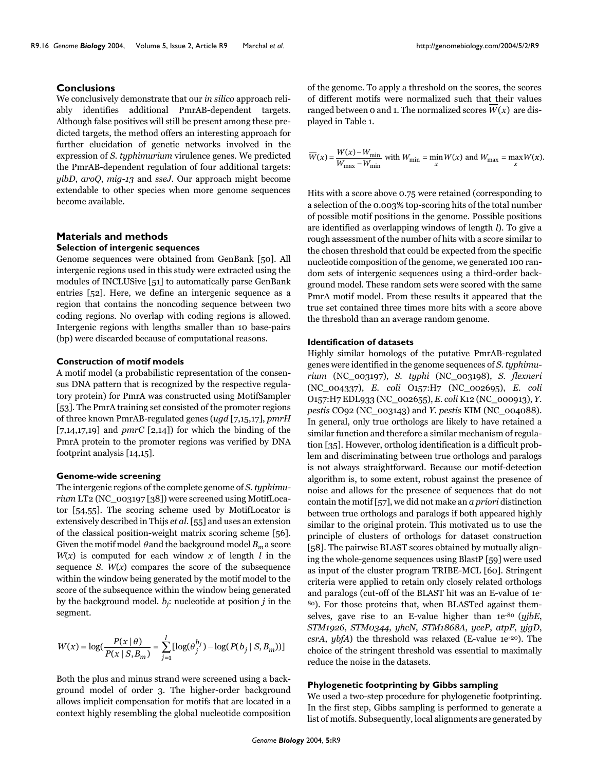## Conclusions

We conclusively demonstrate that our *in silico* approach reliably identifies additional PmrAB-dependent targets. Although false positives will still be present among these predicted targets, the method offers an interesting approach for further elucidation of genetic networks involved in the expression of *S. typhimurium* virulence genes. We predicted the PmrAB-dependent regulation of four additional targets: *yibD*, *aroQ*, *mig-13* and *sseJ*. Our approach might become extendable to other species when more genome sequences become available.

## Materials and methods

### Selection of intergenic sequences

Genome sequences were obtained from GenBank [50]. All intergenic regions used in this study were extracted using the modules of INCLUSive [51] to automatically parse GenBank entries [52]. Here, we define an intergenic sequence as a region that contains the noncoding sequence between two coding regions. No overlap with coding regions is allowed. Intergenic regions with lengths smaller than 10 base-pairs (bp) were discarded because of computational reasons.

### Construction of motif models

A motif model (a probabilistic representation of the consensus DNA pattern that is recognized by the respective regulatory protein) for PmrA was constructed using MotifSampler [53]. The PmrA training set consisted of the promoter regions of three known PmrAB-regulated genes (*ugd* [7,15,17], *pmrH* [7,14,17,19] and *pmrC* [2,14]) for which the binding of the PmrA protein to the promoter regions was verified by DNA footprint analysis [14,15].

### Genome-wide screening

The intergenic regions of the complete genome of *S. typhimurium* LT2 (NC_003197 [38]) were screened using MotifLocator [54,55]. The scoring scheme used by MotifLocator is extensively described in Thijs *et al.* [55] and uses an extension of the classical position-weight matrix scoring scheme [56]. Given the motif model $\theta$ and the background model $B_m$ a score $W(x)$ is computed for each window $x$ of length $l$ in the sequence $S$. $W(x)$ compares the score of the subsequence within the window being generated by the motif model to the score of the subsequence within the window being generated by the background model. $b_j$: nucleotide at position $j$ in the segment.

$$W(x) = \log\left(\frac{P(x \mid \theta)}{P(x \mid S, B_m)}\right) = \sum_{j=1}^{l} [\log(\theta_j^{b_j}) - \log(P(b_j \mid S, B_m))]$$

Both the plus and minus strand were screened using a background model of order 3. The higher-order background allows implicit compensation for motifs that are located in a context highly resembling the global nucleotide composition of the genome. To apply a threshold on the scores, the scores of different motifs were normalized such that their values ranged between 0 and 1. The normalized scores $\overline{W}(x)$ are displayed in Table 1.

$$\overline{W}(x) = \frac{W(x) - W_{\min}}{W_{\max} - W_{\min}} \text{ with } W_{\min} = \min_x W(x) \text{ and } W_{\max} = \max_x W(x).$$

Hits with a score above 0.75 were retained (corresponding to a selection of the 0.003% top-scoring hits of the total number of possible motif positions in the genome. Possible positions are identified as overlapping windows of length $l$). To give a rough assessment of the number of hits with a score similar to the chosen threshold that could be expected from the specific nucleotide composition of the genome, we generated 100 random sets of intergenic sequences using a third-order background model. These random sets were scored with the same PmrA motif model. From these results it appeared that the true set contained three times more hits with a score above the threshold than an average random genome.

### Identification of datasets

Highly similar homologs of the putative PmrAB-regulated genes were identified in the genome sequences of *S. typhimurium* (NC_003197), *S. typhi* (NC_003198), *S. flexneri* (NC_004337), *E. coli* O157:H7 (NC_002695), *E. coli* O157:H7 EDL933 (NC_002655), *E. coli* K12 (NC_000913), *Y. pestis* CO92 (NC_003143) and *Y. pestis* KIM (NC_004088). In general, only true orthologs are likely to have retained a similar function and therefore a similar mechanism of regulation [35]. However, ortholog identification is a difficult problem and discriminating between true orthologs and paralogs is not always straightforward. Because our motif-detection algorithm is, to some extent, robust against the presence of noise and allows for the presence of sequences that do not contain the motif [57], we did not make an *a priori* distinction between true orthologs and paralogs if both appeared highly similar to the original protein. This motivated us to use the principle of clusters of orthologs for dataset construction [58]. The pairwise BLAST scores obtained by mutually aligning the whole-genome sequences using BlastP [59] were used as input of the cluster program TRIBE-MCL [60]. Stringent criteria were applied to retain only closely related orthologs and paralogs (cut-off of the BLAST hit was an E-value of 1e-80). For those proteins that, when BLASTed against themselves, gave rise to an E-value higher than 1e-80 (*yjbE*, *STM1926*, *STM0344*, *yhcN*, *STM1868A*, *yceP*, *atpF*, *yjgD*, *csrA*, *ybfA*) the threshold was relaxed (E-value 1e-20). The choice of the stringent threshold was essential to maximally reduce the noise in the datasets.

### Phylogenetic footprinting by Gibbs sampling

We used a two-step procedure for phylogenetic footprinting. In the first step, Gibbs sampling is performed to generate a list of motifs. Subsequently, local alignments are generated by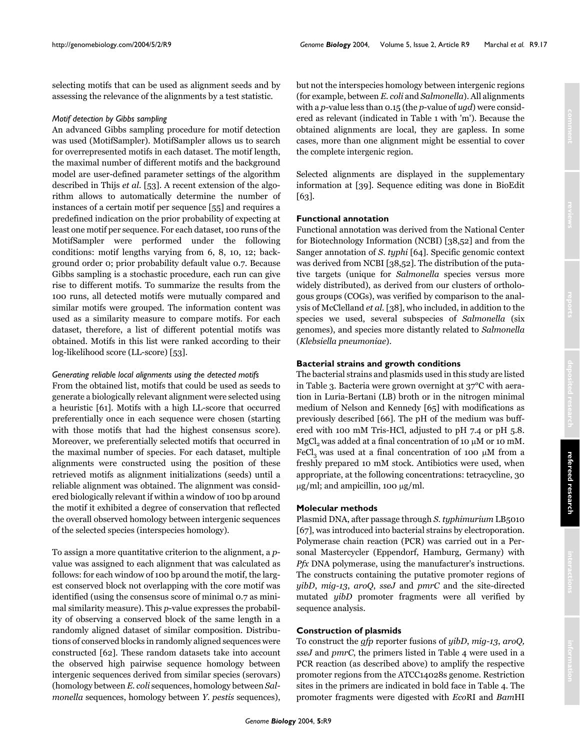selecting motifs that can be used as alignment seeds and by assessing the relevance of the alignments by a test statistic.

*Motif detection by Gibbs sampling*

An advanced Gibbs sampling procedure for motif detection was used (MotifSampler). MotifSampler allows us to search for overrepresented motifs in each dataset. The motif length, the maximal number of different motifs and the background model are user-defined parameter settings of the algorithm described in Thijs *et al*. [53]. A recent extension of the algorithm allows to automatically determine the number of instances of a certain motif per sequence [55] and requires a predefined indication on the prior probability of expecting at least one motif per sequence. For each dataset, 100 runs of the MotifSampler were performed under the following conditions: motif lengths varying from 6, 8, 10, 12; background order 0; prior probability default value 0.7. Because Gibbs sampling is a stochastic procedure, each run can give rise to different motifs. To summarize the results from the 100 runs, all detected motifs were mutually compared and similar motifs were grouped. The information content was used as a similarity measure to compare motifs. For each dataset, therefore, a list of different potential motifs was obtained. Motifs in this list were ranked according to their log-likelihood score (LL-score) [53].

*Generating reliable local alignments using the detected motifs*

From the obtained list, motifs that could be used as seeds to generate a biologically relevant alignment were selected using a heuristic [61]. Motifs with a high LL-score that occurred preferentially once in each sequence were chosen (starting with those motifs that had the highest consensus score). Moreover, we preferentially selected motifs that occurred in the maximal number of species. For each dataset, multiple alignments were constructed using the position of these retrieved motifs as alignment initializations (seeds) until a reliable alignment was obtained. The alignment was considered biologically relevant if within a window of 100 bp around the motif it exhibited a degree of conservation that reflected the overall observed homology between intergenic sequences of the selected species (interspecies homology).

To assign a more quantitative criterion to the alignment, a *p*-value was assigned to each alignment that was calculated as follows: for each window of 100 bp around the motif, the largest conserved block not overlapping with the core motif was identified (using the consensus score of minimal 0.7 as minimal similarity measure). This *p*-value expresses the probability of observing a conserved block of the same length in a randomly aligned dataset of similar composition. Distributions of conserved blocks in randomly aligned sequences were constructed [62]. These random datasets take into account the observed high pairwise sequence homology between intergenic sequences derived from similar species (serovars) (homology between *E. coli* sequences, homology between *Salmonella* sequences, homology between *Y. pestis* sequences), but not the interspecies homology between intergenic regions (for example, between *E. coli* and *Salmonella*). All alignments with a *p*-value less than 0.15 (the *p*-value of *ugd*) were considered as relevant (indicated in Table 1 with 'm'). Because the obtained alignments are local, they are gapless. In some cases, more than one alignment might be essential to cover the complete intergenic region.

Selected alignments are displayed in the supplementary information at [39]. Sequence editing was done in BioEdit [63].

## Functional annotation

Functional annotation was derived from the National Center for Biotechnology Information (NCBI) [38,52] and from the Sanger annotation of *S. typhi* [64]. Specific genomic context was derived from NCBI [38,52]. The distribution of the putative targets (unique for *Salmonella* species versus more widely distributed), as derived from our clusters of orthologous groups (COGs), was verified by comparison to the analysis of McClelland *et al*. [38], who included, in addition to the species we used, several subspecies of *Salmonella* (six genomes), and species more distantly related to *Salmonella* (*Klebsiella pneumoniae*).

## Bacterial strains and growth conditions

The bacterial strains and plasmids used in this study are listed in Table 3. Bacteria were grown overnight at 37°C with aeration in Luria-Bertani (LB) broth or in the nitrogen minimal medium of Nelson and Kennedy [65] with modifications as previously described [66]. The pH of the medium was buffered with 100 mM Tris-HCl, adjusted to pH 7.4 or pH 5.8. $MgCl_2$ was added at a final concentration of 10 μM or 10 mM. $FeCl_3$ was used at a final concentration of 100 μM from a freshly prepared 10 mM stock. Antibiotics were used, when appropriate, at the following concentrations: tetracycline, 30 μg/ml; and ampicillin, 100 μg/ml.

## Molecular methods

Plasmid DNA, after passage through *S. typhimurium* LB5010 [67], was introduced into bacterial strains by electroporation. Polymerase chain reaction (PCR) was carried out in a Personal Mastercycler (Eppendorf, Hamburg, Germany) with *Pfx* DNA polymerase, using the manufacturer's instructions. The constructs containing the putative promoter regions of *yibD*, *mig-13*, *aroQ*, *sseJ* and *pmrC* and the site-directed mutated *yibD* promoter fragments were all verified by sequence analysis.

## Construction of plasmids

To construct the *gfp* reporter fusions of *yibD*, *mig-13*, *aroQ*, *sseJ* and *pmrC*, the primers listed in Table 4 were used in a PCR reaction (as described above) to amplify the respective promoter regions from the ATCC14028s genome. Restriction sites in the primers are indicated in bold face in Table 4. The promoter fragments were digested with *Eco*RI and *Bam*HI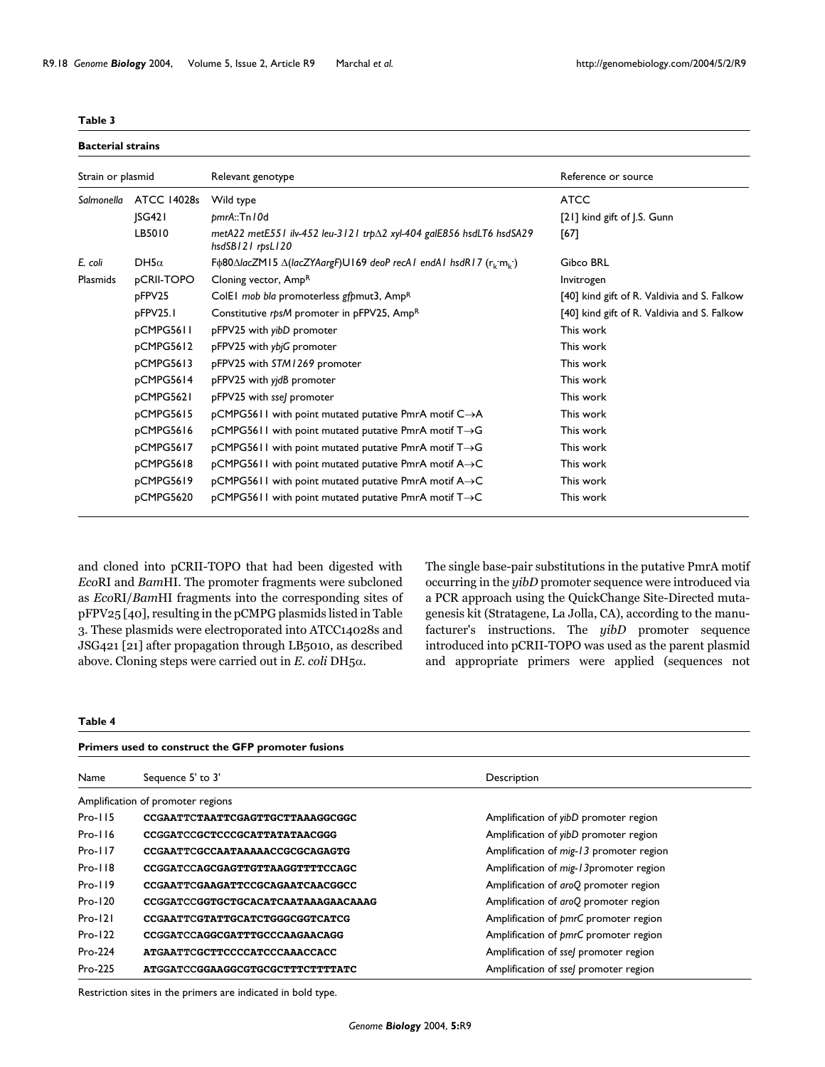**Table 3**

**Bacterial strains**

| Strain or plasmid | | Relevant genotype | Reference or source |
|---|---|---|---|
| *Salmonella* | ATCC 14028s | Wild type | ATCC |
| | JSG421 | *pmrA*::Tn*10*d | [21] kind gift of J.S. Gunn |
| | LB5010 | *metA22 metE551 ilv-452 leu-3121 trpΔ2 xyl-404 galE856 hsdLT6 hsdSA29 hsdSB121 rpsL120* | [67] |
| *E. coli* | DH5α | Fφ80Δ*lacZ*M15 Δ(*lacZYAargF*)U169 *deoP recA1 endA1 hsdR17* ($r_k^- m_k^-$) | Gibco BRL |
| Plasmids | pCRII-TOPO | Cloning vector, Amp[R] | Invitrogen |
| | pFPV25 | ColE1 *mob bla* promoterless *gfp*mut3, Amp[R] | [40] kind gift of R. Valdivia and S. Falkow |
| | pFPV25.1 | Constitutive *rpsM* promoter in pFPV25, Amp[R] | [40] kind gift of R. Valdivia and S. Falkow |
| | pCMPG5611 | pFPV25 with *yibD* promoter | This work |
| | pCMPG5612 | pFPV25 with *ybjG* promoter | This work |
| | pCMPG5613 | pFPV25 with *STM1269* promoter | This work |
| | pCMPG5614 | pFPV25 with *yjdB* promoter | This work |
| | pCMPG5621 | pFPV25 with *sseJ* promoter | This work |
| | pCMPG5615 | pCMPG5611 with point mutated putative PmrA motif C→A | This work |
| | pCMPG5616 | pCMPG5611 with point mutated putative PmrA motif T→G | This work |
| | pCMPG5617 | pCMPG5611 with point mutated putative PmrA motif T→G | This work |
| | pCMPG5618 | pCMPG5611 with point mutated putative PmrA motif A→C | This work |
| | pCMPG5619 | pCMPG5611 with point mutated putative PmrA motif A→C | This work |
| | pCMPG5620 | pCMPG5611 with point mutated putative PmrA motif T→C | This work |

and cloned into pCRII-TOPO that had been digested with *Eco*RI and *Bam*HI. The promoter fragments were subcloned as *Eco*RI/*Bam*HI fragments into the corresponding sites of pFPV25 [40], resulting in the pCMPG plasmids listed in Table 3. These plasmids were electroporated into ATCC14028s and JSG421 [21] after propagation through LB5010, as described above. Cloning steps were carried out in *E. coli* DH5α.

The single base-pair substitutions in the putative PmrA motif occurring in the *yibD* promoter sequence were introduced via a PCR approach using the QuickChange Site-Directed mutagenesis kit (Stratagene, La Jolla, CA), according to the manufacturer's instructions. The *yibD* promoter sequence introduced into pCRII-TOPO was used as the parent plasmid and appropriate primers were applied (sequences not

**Table 4**

**Primers used to construct the GFP promoter fusions**

| Name | Sequence 5' to 3' | Description |
|---|---|---|
| Amplification of promoter regions | | |
| Pro-115 | CCGAATTCTAATTCGAGTTGCTTAAAGGCGGC | Amplification of *yibD* promoter region |
| Pro-116 | CCGGATCCGCTCCCGCATTATATAACGGG | Amplification of *yibD* promoter region |
| Pro-117 | CCGAATTCGCCAATAAAAACCGCGCAGAGTG | Amplification of *mig-13* promoter region |
| Pro-118 | CCGGATCCAGCGAGTTGTTAAGGTTTTCCAGC | Amplification of *mig-13*promoter region |
| Pro-119 | CCGAATTCGAAGATTCCGCAGAATCAACGGCC | Amplification of *aroQ* promoter region |
| Pro-120 | CCGGATCCGGTGCTGCACATCAATAAAGAACAAAG | Amplification of *aroQ* promoter region |
| Pro-121 | CCGAATTCGTATTGCATCTGGGCGGTCATCG | Amplification of *pmrC* promoter region |
| Pro-122 | CCGGATCCAGGCGATTTGCCCAAGAACAGG | Amplification of *pmrC* promoter region |
| Pro-224 | ATGAATTCGCTTCCCCATCCCAAACCACC | Amplification of *sseJ* promoter region |
| Pro-225 | ATGGATCCGGAAGGCGTGCGCTTTCTTTTATC | Amplification of *sseJ* promoter region |

Restriction sites in the primers are indicated in bold type.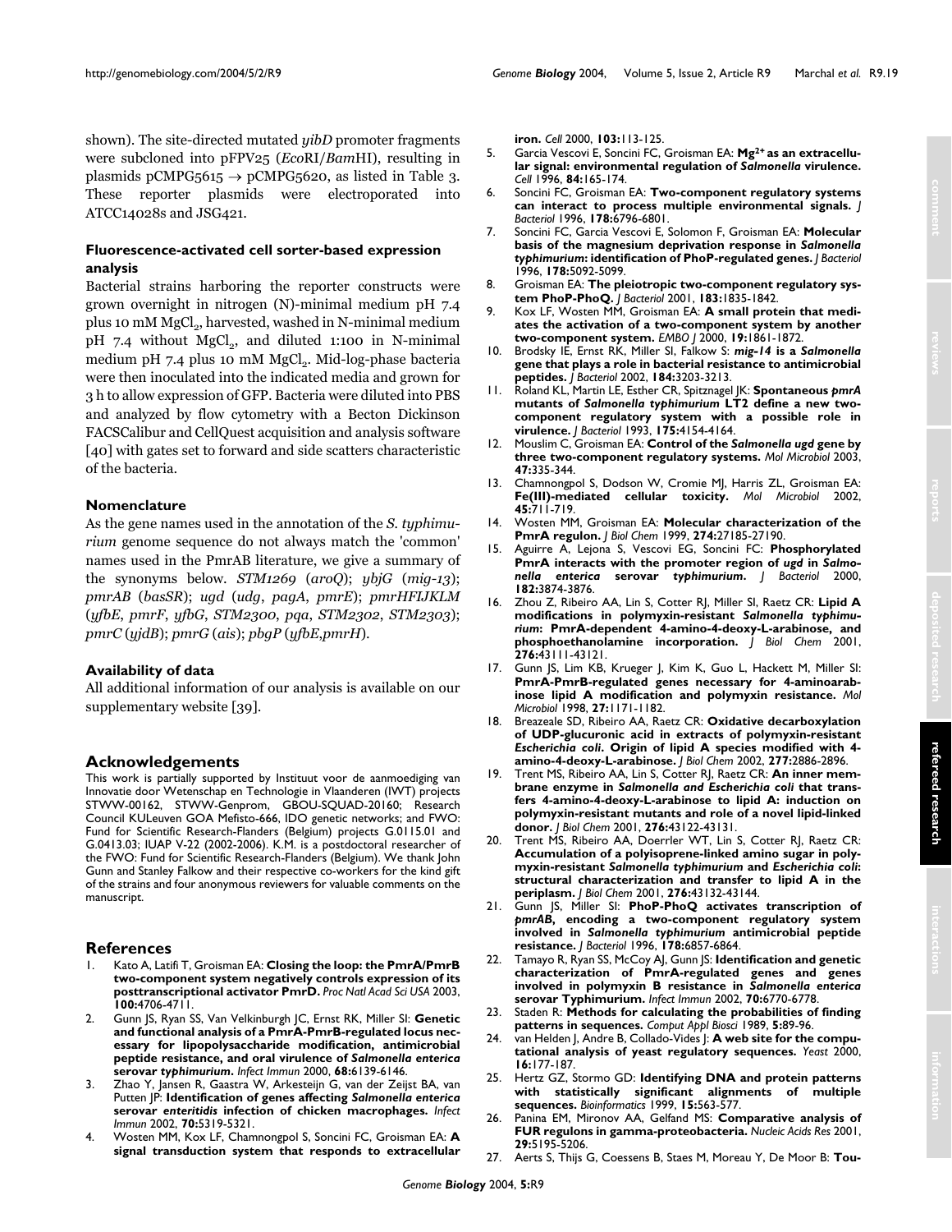shown). The site-directed mutated *yibD* promoter fragments were subcloned into pFPV25 (*Eco*RI/*Bam*HI), resulting in plasmids pCMPG5615 → pCMPG5620, as listed in Table 3. These reporter plasmids were electroporated into ATCC14028s and JSG421.

### Fluorescence-activated cell sorter-based expression analysis

Bacterial strains harboring the reporter constructs were grown overnight in nitrogen (N)-minimal medium pH 7.4 plus 10 mM $MgCl_2$, harvested, washed in N-minimal medium pH 7.4 without $MgCl_2$, and diluted 1:100 in N-minimal medium pH 7.4 plus 10 mM $MgCl_2$. Mid-log-phase bacteria were then inoculated into the indicated media and grown for 3 h to allow expression of GFP. Bacteria were diluted into PBS and analyzed by flow cytometry with a Becton Dickinson FACSCalibur and CellQuest acquisition and analysis software [40] with gates set to forward and side scatters characteristic of the bacteria.

### Nomenclature

As the gene names used in the annotation of the *S. typhimurium* genome sequence do not always match the 'common' names used in the PmrAB literature, we give a summary of the synonyms below. *STM1269* (*aroQ*); *ybjG* (*mig-13*); *pmrAB* (*basSR*); *ugd* (*udg*, *pagA*, *pmrE*); *pmrHFIJKLM* (*yfbE*, *pmrF*, *yfbG*, *STM2300*, *pqa*, *STM2302*, *STM2303*); *pmrC* (*yjdB*); *pmrG* (*ais*); *pbgP* (*yfbE*,*pmrH*).

### Availability of data

All additional information of our analysis is available on our supplementary website [39].

## Acknowledgements

This work is partially supported by Instituut voor de aanmoediging van Innovatie door Wetenschap en Technologie in Vlaanderen (IWT) projects STWW-00162, STWW-Genprom, GBOU-SQUAD-20160; Research Council KULeuven GOA Mefisto-666, IDO genetic networks; and FWO: Fund for Scientific Research-Flanders (Belgium) projects G.0115.01 and G.0413.03; IUAP V-22 (2002-2006). K.M. is a postdoctoral researcher of the FWO: Fund for Scientific Research-Flanders (Belgium). We thank John Gunn and Stanley Falkow and their respective co-workers for the kind gift of the strains and four anonymous reviewers for valuable comments on the manuscript.

## References

1. Kato A, Latifi T, Groisman EA: **Closing the loop: the PmrA/PmrB two-component system negatively controls expression of its posttranscriptional activator PmrD.** *Proc Natl Acad Sci USA* 2003, **100**:4706-4711.
2. Gunn JS, Ryan SS, Van Velkinburgh JC, Ernst RK, Miller SI: **Genetic and functional analysis of a PmrA-PmrB-regulated locus necessary for lipopolysaccharide modification, antimicrobial peptide resistance, and oral virulence of *Salmonella enterica* serovar *typhimurium*.** *Infect Immun* 2000, **68**:6139-6146.
3. Zhao Y, Jansen R, Gaastra W, Arkesteijn G, van der Zeijst BA, van Putten JP: **Identification of genes affecting *Salmonella enterica* serovar *enteritidis* infection of chicken macrophages.** *Infect Immun* 2002, **70**:5319-5321.
4. Wosten MM, Kox LF, Chamnongpol S, Soncini FC, Groisman EA: **A signal transduction system that responds to extracellular iron.** *Cell* 2000, **103**:113-125.
5. Garcia Vescovi E, Soncini FC, Groisman EA: **$Mg^{2+}$ as an extracellular signal: environmental regulation of *Salmonella* virulence.** *Cell* 1996, **84**:165-174.
6. Soncini FC, Groisman EA: **Two-component regulatory systems can interact to process multiple environmental signals.** *J Bacteriol* 1996, **178**:6796-6801.
7. Soncini FC, Garcia Vescovi E, Solomon F, Groisman EA: **Molecular basis of the magnesium deprivation response in *Salmonella typhimurium*: identification of PhoP-regulated genes.** *J Bacteriol* 1996, **178**:5092-5099.
8. Groisman EA: **The pleiotropic two-component regulatory system PhoP-PhoQ.** *J Bacteriol* 2001, **183**:1835-1842.
9. Kox LF, Wosten MM, Groisman EA: **A small protein that mediates the activation of a two-component system by another two-component system.** *EMBO J* 2000, **19**:1861-1872.
10. Brodsky IE, Ernst RK, Miller SI, Falkow S: ***mig-14* is a *Salmonella* gene that plays a role in bacterial resistance to antimicrobial peptides.** *J Bacteriol* 2002, **184**:3203-3213.
11. Roland KL, Martin LE, Esther CR, Spitznagel JK: **Spontaneous *pmrA* mutants of *Salmonella typhimurium* LT2 define a new two-component regulatory system with a possible role in virulence.** *J Bacteriol* 1993, **175**:4154-4164.
12. Mouslim C, Groisman EA: **Control of the *Salmonella ugd* gene by three two-component regulatory systems.** *Mol Microbiol* 2003, **47**:335-344.
13. Chamnongpol S, Dodson W, Cromie MJ, Harris ZL, Groisman EA: **Fe(III)-mediated cellular toxicity.** *Mol Microbiol* 2002, **45**:711-719.
14. Wosten MM, Groisman EA: **Molecular characterization of the PmrA regulon.** *J Biol Chem* 1999, **274**:27185-27190.
15. Aguirre A, Lejona S, Vescovi EG, Soncini FC: **Phosphorylated PmrA interacts with the promoter region of *ugd* in *Salmonella enterica* serovar *typhimurium*.** *J Bacteriol* 2000, **182**:3874-3876.
16. Zhou Z, Ribeiro AA, Lin S, Cotter RJ, Miller SI, Raetz CR: **Lipid A modifications in polymyxin-resistant *Salmonella typhimurium*: PmrA-dependent 4-amino-4-deoxy-L-arabinose, and phosphoethanolamine incorporation.** *J Biol Chem* 2001, **276**:43111-43121.
17. Gunn JS, Lim KB, Krueger J, Kim K, Guo L, Hackett M, Miller SI: **PmrA-PmrB-regulated genes necessary for 4-aminoarabinose lipid A modification and polymyxin resistance.** *Mol Microbiol* 1998, **27**:1171-1182.
18. Breazeale SD, Ribeiro AA, Raetz CR: **Oxidative decarboxylation of UDP-glucuronic acid in extracts of polymyxin-resistant *Escherichia coli*. Origin of lipid A species modified with 4-amino-4-deoxy-L-arabinose.** *J Biol Chem* 2002, **277**:2886-2896.
19. Trent MS, Ribeiro AA, Lin S, Cotter RJ, Raetz CR: **An inner membrane enzyme in *Salmonella and Escherichia coli* that transfers 4-amino-4-deoxy-L-arabinose to lipid A: induction on polymyxin-resistant mutants and role of a novel lipid-linked donor.** *J Biol Chem* 2001, **276**:43122-43131.
20. Trent MS, Ribeiro AA, Doerrler WT, Lin S, Cotter RJ, Raetz CR: **Accumulation of a polyisoprene-linked amino sugar in polymyxin-resistant *Salmonella typhimurium* and *Escherichia coli*: structural characterization and transfer to lipid A in the periplasm.** *J Biol Chem* 2001, **276**:43132-43144.
21. Gunn JS, Miller SI: **PhoP-PhoQ activates transcription of *pmrAB*, encoding a two-component regulatory system involved in *Salmonella typhimurium* antimicrobial peptide resistance.** *J Bacteriol* 1996, **178**:6857-6864.
22. Tamayo R, Ryan SS, McCoy AJ, Gunn JS: **Identification and genetic characterization of PmrA-regulated genes and genes involved in polymyxin B resistance in *Salmonella enterica* serovar Typhimurium.** *Infect Immun* 2002, **70**:6770-6778.
23. Staden R: **Methods for calculating the probabilities of finding patterns in sequences.** *Comput Appl Biosci* 1989, **5**:89-96.
24. van Helden J, Andre B, Collado-Vides J: **A web site for the computational analysis of yeast regulatory sequences.** *Yeast* 2000, **16**:177-187.
25. Hertz GZ, Stormo GD: **Identifying DNA and protein patterns with statistically significant alignments of multiple sequences.** *Bioinformatics* 1999, **15**:563-577.
26. Panina EM, Mironov AA, Gelfand MS: **Comparative analysis of FUR regulons in gamma-proteobacteria.** *Nucleic Acids Res* 2001, **29**:5195-5206.
27. Aerts S, Thijs G, Coessens B, Staes M, Moreau Y, De Moor B: **Tou-**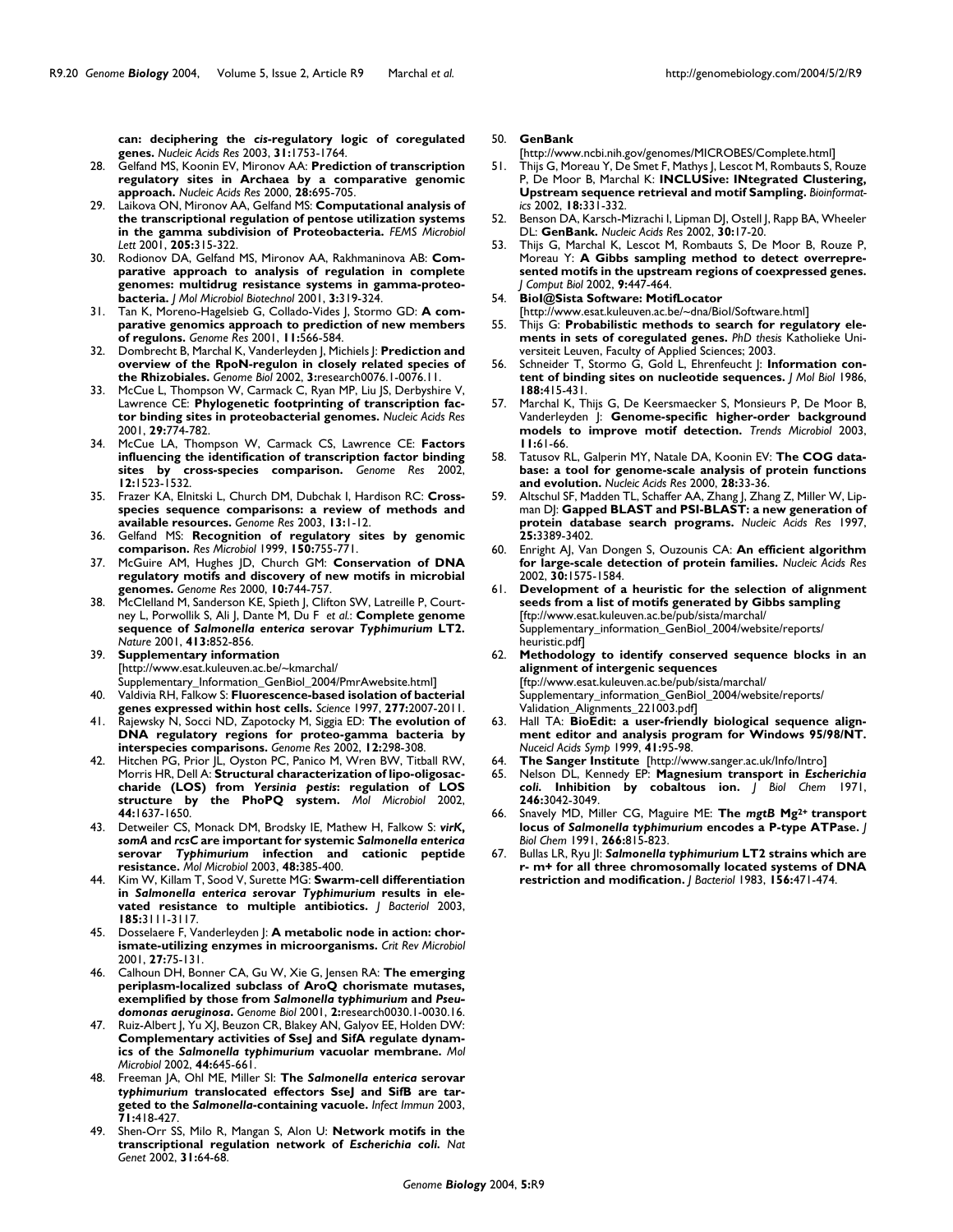can: deciphering the *cis*-regulatory logic of coregulated genes.** *Nucleic Acids Res* 2003, **31:**1753-1764.

28. Gelfand MS, Koonin EV, Mironov AA: **Prediction of transcription regulatory sites in Archaea by a comparative genomic approach.** *Nucleic Acids Res* 2000, **28:**695-705.
29. Laikova ON, Mironov AA, Gelfand MS: **Computational analysis of the transcriptional regulation of pentose utilization systems in the gamma subdivision of Proteobacteria.** *FEMS Microbiol Lett* 2001, **205:**315-322.
30. Rodionov DA, Gelfand MS, Mironov AA, Rakhmaninova AB: **Comparative approach to analysis of regulation in complete genomes: multidrug resistance systems in gamma-proteobacteria.** *J Mol Microbiol Biotechnol* 2001, **3:**319-324.
31. Tan K, Moreno-Hagelsieb G, Collado-Vides J, Stormo GD: **A comparative genomics approach to prediction of new members of regulons.** *Genome Res* 2001, **11:**566-584.
32. Dombrecht B, Marchal K, Vanderleyden J, Michiels J: **Prediction and overview of the RpoN-regulon in closely related species of the Rhizobiales.** *Genome Biol* 2002, **3:**research0076.1-0076.11.
33. McCue L, Thompson W, Carmack C, Ryan MP, Liu JS, Derbyshire V, Lawrence CE: **Phylogenetic footprinting of transcription factor binding sites in proteobacterial genomes.** *Nucleic Acids Res* 2001, **29:**774-782.
34. McCue LA, Thompson W, Carmack CS, Lawrence CE: **Factors influencing the identification of transcription factor binding sites by cross-species comparison.** *Genome Res* 2002, **12:**1523-1532.
35. Frazer KA, Elnitski L, Church DM, Dubchak I, Hardison RC: **Cross-species sequence comparisons: a review of methods and available resources.** *Genome Res* 2003, **13:**1-12.
36. Gelfand MS: **Recognition of regulatory sites by genomic comparison.** *Res Microbiol* 1999, **150:**755-771.
37. McGuire AM, Hughes JD, Church GM: **Conservation of DNA regulatory motifs and discovery of new motifs in microbial genomes.** *Genome Res* 2000, **10:**744-757.
38. McClelland M, Sanderson KE, Spieth J, Clifton SW, Latreille P, Courtney L, Porwollik S, Ali J, Dante M, Du F *et al.*: **Complete genome sequence of *Salmonella enterica* serovar *Typhimurium* LT2.** *Nature* 2001, **413:**852-856.
39. **Supplementary information** [http://www.esat.kuleuven.ac.be/~kmarchal/Supplementary_Information_GenBiol_2004/PmrAwebsite.html]
40. Valdivia RH, Falkow S: **Fluorescence-based isolation of bacterial genes expressed within host cells.** *Science* 1997, **277:**2007-2011.
41. Rajewsky N, Socci ND, Zapotocky M, Siggia ED: **The evolution of DNA regulatory regions for proteo-gamma bacteria by interspecies comparisons.** *Genome Res* 2002, **12:**298-308.
42. Hitchen PG, Prior JL, Oyston PC, Panico M, Wren BW, Titball RW, Morris HR, Dell A: **Structural characterization of lipo-oligosaccharide (LOS) from *Yersinia pestis*: regulation of LOS structure by the PhoPQ system.** *Mol Microbiol* 2002, **44:**1637-1650.
43. Detweiler CS, Monack DM, Brodsky IE, Mathew H, Falkow S: ***virK*, *somA* and *rcsC* are important for systemic *Salmonella enterica* serovar *Typhimurium* infection and cationic peptide resistance.** *Mol Microbiol* 2003, **48:**385-400.
44. Kim W, Killam T, Sood V, Surette MG: **Swarm-cell differentiation in *Salmonella enterica* serovar *Typhimurium* results in elevated resistance to multiple antibiotics.** *J Bacteriol* 2003, **185:**3111-3117.
45. Dosselaere F, Vanderleyden J: **A metabolic node in action: chorismate-utilizing enzymes in microorganisms.** *Crit Rev Microbiol* 2001, **27:**75-131.
46. Calhoun DH, Bonner CA, Gu W, Xie G, Jensen RA: **The emerging periplasm-localized subclass of AroQ chorismate mutases, exemplified by those from *Salmonella typhimurium* and *Pseudomonas aeruginosa*.** *Genome Biol* 2001, **2:**research0030.1-0030.16.
47. Ruiz-Albert J, Yu XJ, Beuzon CR, Blakey AN, Galyov EE, Holden DW: **Complementary activities of SseJ and SifA regulate dynamics of the *Salmonella typhimurium* vacuolar membrane.** *Mol Microbiol* 2002, **44:**645-661.
48. Freeman JA, Ohl ME, Miller SI: **The *Salmonella enterica* serovar *typhimurium* translocated effectors SseJ and SifB are targeted to the *Salmonella*-containing vacuole.** *Infect Immun* 2003, **71:**418-427.
49. Shen-Orr SS, Milo R, Mangan S, Alon U: **Network motifs in the transcriptional regulation network of *Escherichia coli*.** *Nat Genet* 2002, **31:**64-68.
50. **GenBank** [http://www.ncbi.nih.gov/genomes/MICROBES/Complete.html]
51. Thijs G, Moreau Y, De Smet F, Mathys J, Lescot M, Rombauts S, Rouze P, De Moor B, Marchal K: **INCLUSive: INtegrated Clustering, Upstream sequence retrieval and motif Sampling.** *Bioinformatics* 2002, **18:**331-332.
52. Benson DA, Karsch-Mizrachi I, Lipman DJ, Ostell J, Rapp BA, Wheeler DL: **GenBank.** *Nucleic Acids Res* 2002, **30:**17-20.
53. Thijs G, Marchal K, Lescot M, Rombauts S, De Moor B, Rouze P, Moreau Y: **A Gibbs sampling method to detect overrepresented motifs in the upstream regions of coexpressed genes.** *J Comput Biol* 2002, **9:**447-464.
54. **Biol@Sista Software: MotifLocator** [http://www.esat.kuleuven.ac.be/~dna/BioI/Software.html]
55. Thijs G: **Probabilistic methods to search for regulatory elements in sets of coregulated genes.** *PhD thesis* Katholieke Universiteit Leuven, Faculty of Applied Sciences; 2003.
56. Schneider T, Stormo G, Gold L, Ehrenfeucht J: **Information content of binding sites on nucleotide sequences.** *J Mol Biol* 1986, **188:**415-431.
57. Marchal K, Thijs G, De Keersmaecker S, Monsieurs P, De Moor B, Vanderleyden J: **Genome-specific higher-order background models to improve motif detection.** *Trends Microbiol* 2003, **11:**61-66.
58. Tatusov RL, Galperin MY, Natale DA, Koonin EV: **The COG database: a tool for genome-scale analysis of protein functions and evolution.** *Nucleic Acids Res* 2000, **28:**33-36.
59. Altschul SF, Madden TL, Schaffer AA, Zhang J, Zhang Z, Miller W, Lipman DJ: **Gapped BLAST and PSI-BLAST: a new generation of protein database search programs.** *Nucleic Acids Res* 1997, **25:**3389-3402.
60. Enright AJ, Van Dongen S, Ouzounis CA: **An efficient algorithm for large-scale detection of protein families.** *Nucleic Acids Res* 2002, **30:**1575-1584.
61. **Development of a heuristic for the selection of alignment seeds from a list of motifs generated by Gibbs sampling** [ftp://www.esat.kuleuven.ac.be/pub/sista/marchal/Supplementary_information_GenBiol_2004/website/reports/heuristic.pdf]
62. **Methodology to identify conserved sequence blocks in an alignment of intergenic sequences** [ftp://www.esat.kuleuven.ac.be/pub/sista/marchal/Supplementary_information_GenBiol_2004/website/reports/Validation_Alignments_221003.pdf]
63. Hall TA: **BioEdit: a user-friendly biological sequence alignment editor and analysis program for Windows 95/98/NT.** *Nuceicl Acids Symp* 1999, **41:**95-98.
64. **The Sanger Institute** [http://www.sanger.ac.uk/Info/Intro]
65. Nelson DL, Kennedy EP: **Magnesium transport in *Escherichia coli*. Inhibition by cobaltous ion.** *J Biol Chem* 1971, **246:**3042-3049.
66. Snavely MD, Miller CG, Maguire ME: **The *mgtB* $Mg^{2+}$ transport locus of *Salmonella typhimurium* encodes a P-type ATPase.** *J Biol Chem* 1991, **266:**815-823.
67. Bullas LR, Ryu JI: ***Salmonella typhimurium* LT2 strains which are r- m+ for all three chromosomally located systems of DNA restriction and modification.** *J Bacteriol* 1983, **156:**471-474.